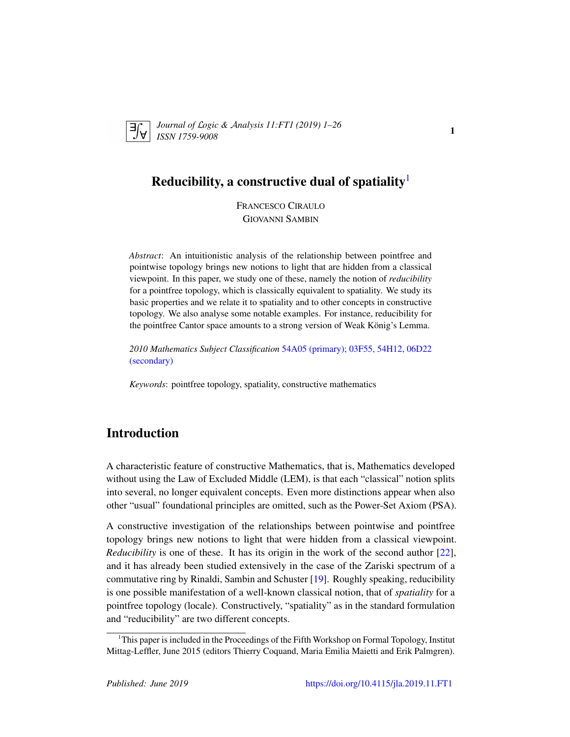# Reducibility, a constructive dual of spatiality[1]

FRANCESCO CIRAULO
GIOVANNI SAMBIN

*Abstract*: An intuitionistic analysis of the relationship between pointfree and pointwise topology brings new notions to light that are hidden from a classical viewpoint. In this paper, we study one of these, namely the notion of *reducibility* for a pointfree topology, which is classically equivalent to spatiality. We study its basic properties and we relate it to spatiality and to other concepts in constructive topology. We also analyse some notable examples. For instance, reducibility for the pointfree Cantor space amounts to a strong version of Weak König's Lemma.

*2010 Mathematics Subject Classification* 54A05 (primary); 03F55, 54H12, 06D22 (secondary)

*Keywords*: pointfree topology, spatiality, constructive mathematics

## Introduction

A characteristic feature of constructive Mathematics, that is, Mathematics developed without using the Law of Excluded Middle (LEM), is that each "classical" notion splits into several, no longer equivalent concepts. Even more distinctions appear when also other "usual" foundational principles are omitted, such as the Power-Set Axiom (PSA).

A constructive investigation of the relationships between pointwise and pointfree topology brings new notions to light that were hidden from a classical viewpoint. *Reducibility* is one of these. It has its origin in the work of the second author [22], and it has already been studied extensively in the case of the Zariski spectrum of a commutative ring by Rinaldi, Sambin and Schuster [19]. Roughly speaking, reducibility is one possible manifestation of a well-known classical notion, that of *spatiality* for a pointfree topology (locale). Constructively, "spatiality" as in the standard formulation and "reducibility" are two different concepts.

[1] This paper is included in the Proceedings of the Fifth Workshop on Formal Topology, Institut Mittag-Leffler, June 2015 (editors Thierry Coquand, Maria Emilia Maietti and Erik Palmgren).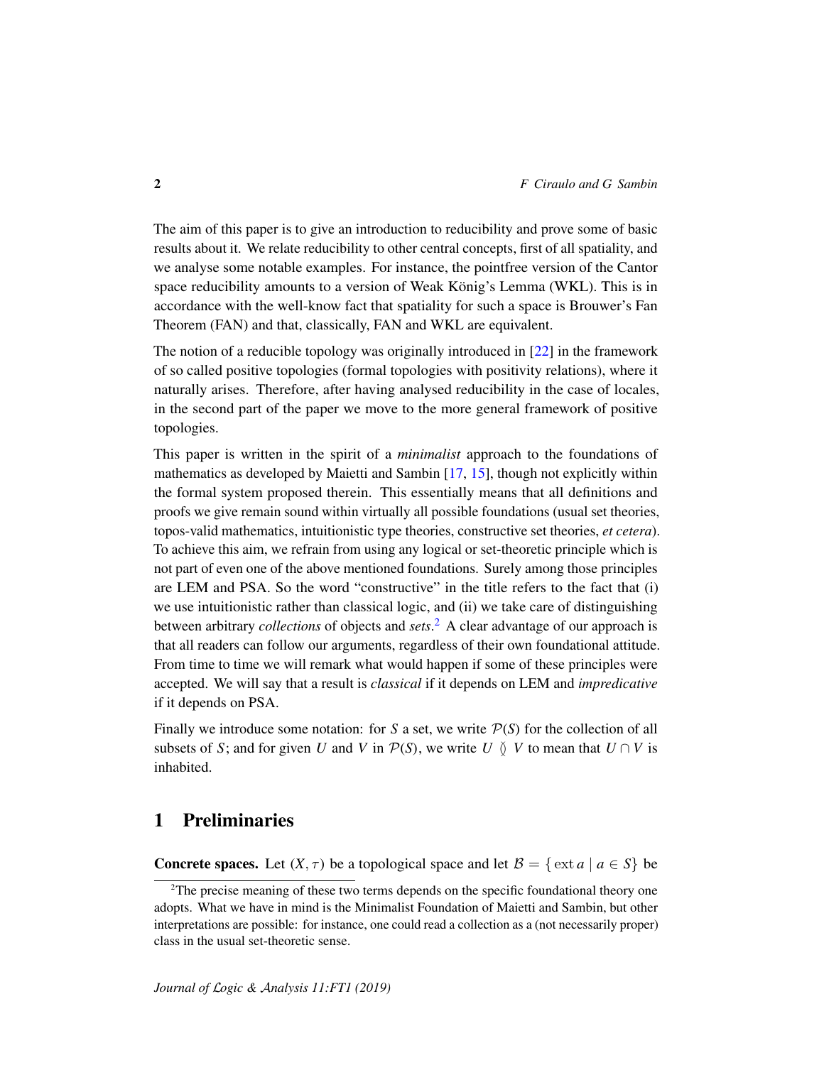The aim of this paper is to give an introduction to reducibility and prove some of basic results about it. We relate reducibility to other central concepts, first of all spatiality, and we analyse some notable examples. For instance, the pointfree version of the Cantor space reducibility amounts to a version of Weak König's Lemma (WKL). This is in accordance with the well-know fact that spatiality for such a space is Brouwer's Fan Theorem (FAN) and that, classically, FAN and WKL are equivalent.

The notion of a reducible topology was originally introduced in [22] in the framework of so called positive topologies (formal topologies with positivity relations), where it naturally arises. Therefore, after having analysed reducibility in the case of locales, in the second part of the paper we move to the more general framework of positive topologies.

This paper is written in the spirit of a *minimalist* approach to the foundations of mathematics as developed by Maietti and Sambin [17, 15], though not explicitly within the formal system proposed therein. This essentially means that all definitions and proofs we give remain sound within virtually all possible foundations (usual set theories, topos-valid mathematics, intuitionistic type theories, constructive set theories, *et cetera*). To achieve this aim, we refrain from using any logical or set-theoretic principle which is not part of even one of the above mentioned foundations. Surely among those principles are LEM and PSA. So the word "constructive" in the title refers to the fact that (i) we use intuitionistic rather than classical logic, and (ii) we take care of distinguishing between arbitrary *collections* of objects and *sets*.[2] A clear advantage of our approach is that all readers can follow our arguments, regardless of their own foundational attitude. From time to time we will remark what would happen if some of these principles were accepted. We will say that a result is *classical* if it depends on LEM and *impredicative* if it depends on PSA.

Finally we introduce some notation: for $S$ a set, we write $\mathcal{P}(S)$ for the collection of all subsets of $S$; and for given $U$ and $V$ in $\mathcal{P}(S)$, we write $U \between V$ to mean that $U \cap V$ is inhabited.

## 1 Preliminaries

**Concrete spaces.** Let $(X, \tau)$ be a topological space and let $\mathcal{B} = \{ \operatorname{ext} a \mid a \in S \}$ be

[2] The precise meaning of these two terms depends on the specific foundational theory one adopts. What we have in mind is the Minimalist Foundation of Maietti and Sambin, but other interpretations are possible: for instance, one could read a collection as a (not necessarily proper) class in the usual set-theoretic sense.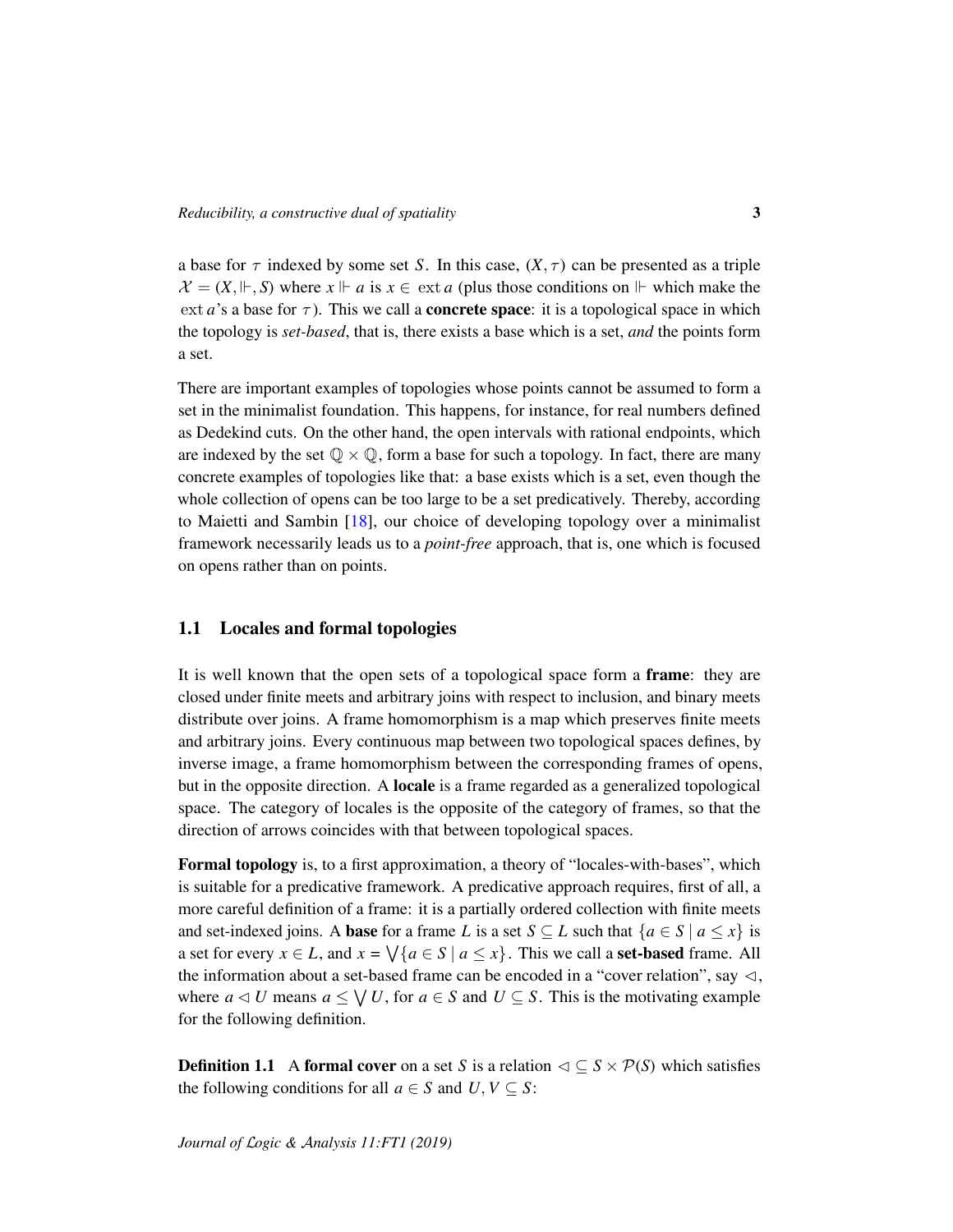a base for $\tau$ indexed by some set $S$. In this case, $(X, \tau)$ can be presented as a triple $\mathcal{X} = (X, \Vdash, S)$ where $x \Vdash a$ is $x \in \operatorname{ext} a$ (plus those conditions on $\Vdash$ which make the $\operatorname{ext} a$'s a base for $\tau$). This we call a **concrete space**: it is a topological space in which the topology is *set-based*, that is, there exists a base which is a set, *and* the points form a set.

There are important examples of topologies whose points cannot be assumed to form a set in the minimalist foundation. This happens, for instance, for real numbers defined as Dedekind cuts. On the other hand, the open intervals with rational endpoints, which are indexed by the set $\mathbb{Q} \times \mathbb{Q}$, form a base for such a topology. In fact, there are many concrete examples of topologies like that: a base exists which is a set, even though the whole collection of opens can be too large to be a set predicatively. Thereby, according to Maietti and Sambin [18], our choice of developing topology over a minimalist framework necessarily leads us to a *point-free* approach, that is, one which is focused on opens rather than on points.

## 1.1 Locales and formal topologies

It is well known that the open sets of a topological space form a **frame**: they are closed under finite meets and arbitrary joins with respect to inclusion, and binary meets distribute over joins. A frame homomorphism is a map which preserves finite meets and arbitrary joins. Every continuous map between two topological spaces defines, by inverse image, a frame homomorphism between the corresponding frames of opens, but in the opposite direction. A **locale** is a frame regarded as a generalized topological space. The category of locales is the opposite of the category of frames, so that the direction of arrows coincides with that between topological spaces.

**Formal topology** is, to a first approximation, a theory of "locales-with-bases", which is suitable for a predicative framework. A predicative approach requires, first of all, a more careful definition of a frame: it is a partially ordered collection with finite meets and set-indexed joins. A **base** for a frame $L$ is a set $S \subseteq L$ such that $\{a \in S \mid a \leq x\}$ is a set for every $x \in L$, and $x = \bigvee\{a \in S \mid a \leq x\}$. This we call a **set-based** frame. All the information about a set-based frame can be encoded in a "cover relation", say $\lhd$, where $a \lhd U$ means $a \leq \bigvee U$, for $a \in S$ and $U \subseteq S$. This is the motivating example for the following definition.

**Definition 1.1** A **formal cover** on a set $S$ is a relation $\lhd \subseteq S \times \mathcal{P}(S)$ which satisfies the following conditions for all $a \in S$ and $U, V \subseteq S$: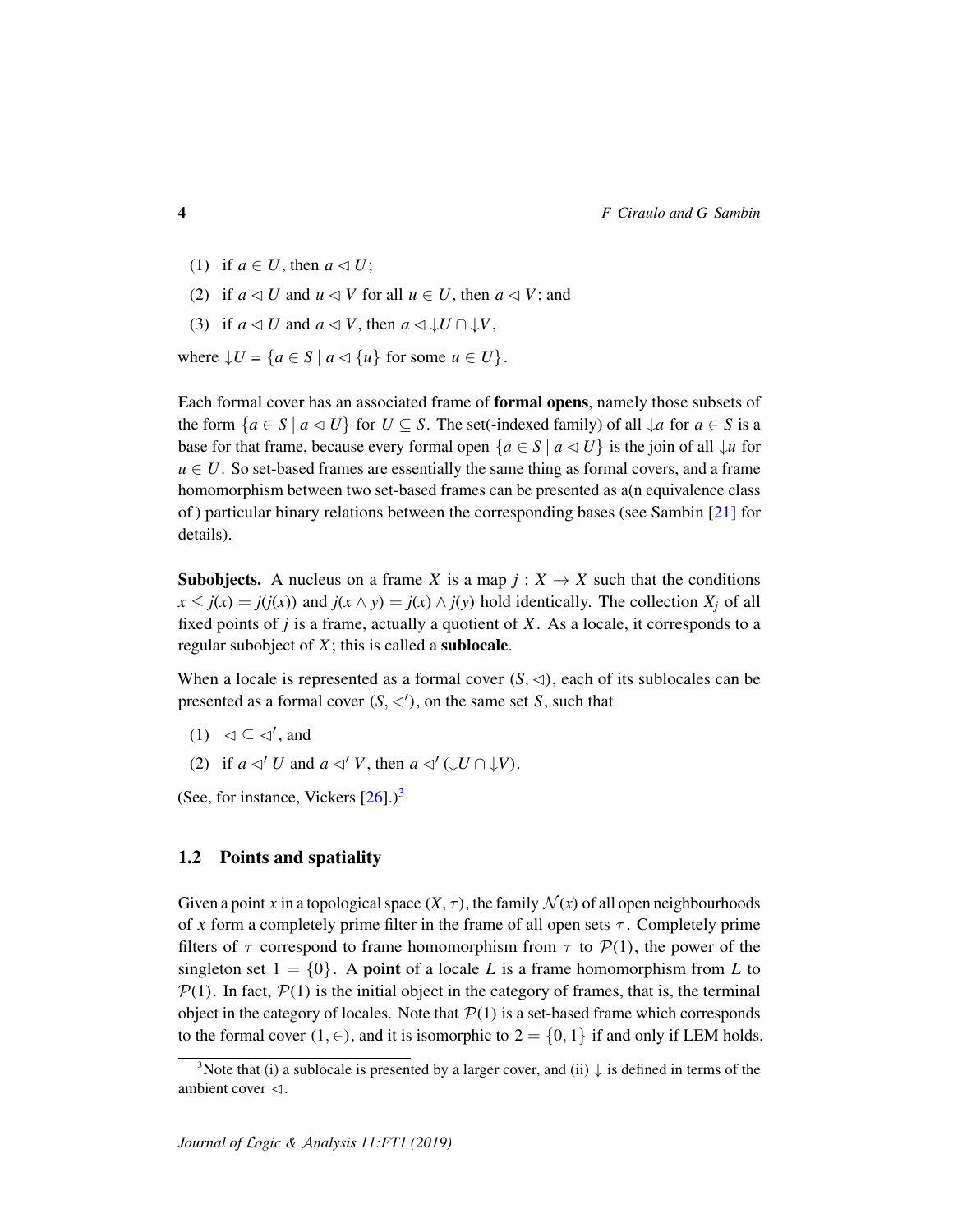(1) if $a \in U$, then $a \lhd U$;

(2) if $a \lhd U$ and $u \lhd V$ for all $u \in U$, then $a \lhd V$; and

(3) if $a \lhd U$ and $a \lhd V$, then $a \lhd {\downarrow}U \cap {\downarrow}V$,

where ${\downarrow}U = \{a \in S \mid a \lhd \{u\}$ for some $u \in U\}$.

Each formal cover has an associated frame of **formal opens**, namely those subsets of the form $\{a \in S \mid a \lhd U\}$ for $U \subseteq S$. The set(-indexed family) of all ${\downarrow}a$ for $a \in S$ is a base for that frame, because every formal open $\{a \in S \mid a \lhd U\}$ is the join of all ${\downarrow}u$ for $u \in U$. So set-based frames are essentially the same thing as formal covers, and a frame homomorphism between two set-based frames can be presented as a(n equivalence class of ) particular binary relations between the corresponding bases (see Sambin [21] for details).

**Subobjects.** A nucleus on a frame $X$ is a map $j : X \to X$ such that the conditions $x \leq j(x) = j(j(x))$ and $j(x \wedge y) = j(x) \wedge j(y)$ hold identically. The collection $X_j$ of all fixed points of $j$ is a frame, actually a quotient of $X$. As a locale, it corresponds to a regular subobject of $X$; this is called a **sublocale**.

When a locale is represented as a formal cover $(S, \lhd)$, each of its sublocales can be presented as a formal cover $(S, \lhd')$, on the same set $S$, such that

(1) $\lhd \subseteq \lhd'$, and

(2) if $a \lhd' U$ and $a \lhd' V$, then $a \lhd' ({\downarrow}U \cap {\downarrow}V)$.

(See, for instance, Vickers [26].)[3]

## 1.2 Points and spatiality

Given a point $x$ in a topological space $(X, \tau)$, the family $\mathcal{N}(x)$ of all open neighbourhoods of $x$ form a completely prime filter in the frame of all open sets $\tau$. Completely prime filters of $\tau$ correspond to frame homomorphism from $\tau$ to $\mathcal{P}(1)$, the power of the singleton set $1 = \{0\}$. A **point** of a locale $L$ is a frame homomorphism from $L$ to $\mathcal{P}(1)$. In fact, $\mathcal{P}(1)$ is the initial object in the category of frames, that is, the terminal object in the category of locales. Note that $\mathcal{P}(1)$ is a set-based frame which corresponds to the formal cover $(1, \in)$, and it is isomorphic to $2 = \{0, 1\}$ if and only if LEM holds.

[3] Note that (i) a sublocale is presented by a larger cover, and (ii) $\downarrow$ is defined in terms of the ambient cover $\lhd$.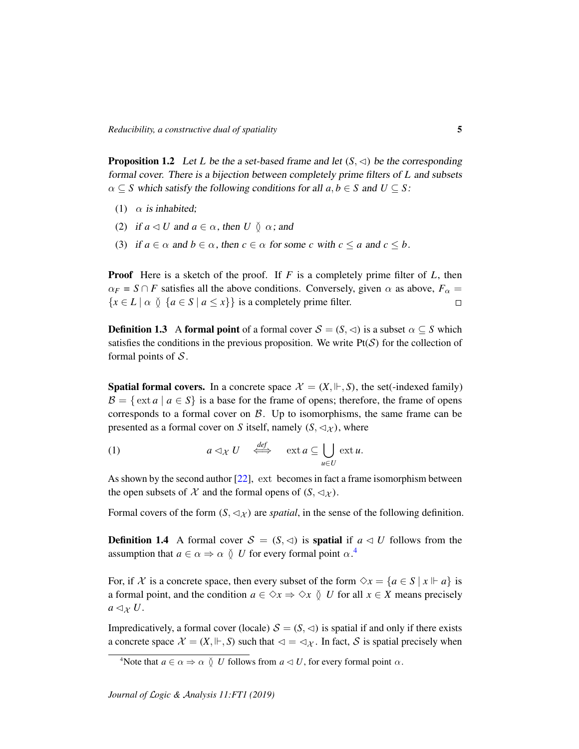**Proposition 1.2** *Let $L$ be the a set-based frame and let $(S, \lhd)$ be the corresponding formal cover. There is a bijection between completely prime filters of $L$ and subsets $\alpha \subseteq S$ which satisfy the following conditions for all $a, b \in S$ and $U \subseteq S$:*

(1) *$\alpha$ is inhabited;*

(2) *if $a \lhd U$ and $a \in \alpha$, then $U \between \alpha$; and*

(3) *if $a \in \alpha$ and $b \in \alpha$, then $c \in \alpha$ for some $c$ with $c \leq a$ and $c \leq b$.*

**Proof** Here is a sketch of the proof. If $F$ is a completely prime filter of $L$, then $\alpha_F = S \cap F$ satisfies all the above conditions. Conversely, given $\alpha$ as above, $F_\alpha = \{x \in L \mid \alpha \between \{a \in S \mid a \leq x\}\}$ is a completely prime filter. □

**Definition 1.3** A **formal point** of a formal cover $\mathcal{S} = (S, \lhd)$ is a subset $\alpha \subseteq S$ which satisfies the conditions in the previous proposition. We write $\mathrm{Pt}(\mathcal{S})$ for the collection of formal points of $\mathcal{S}$.

**Spatial formal covers.** In a concrete space $\mathcal{X} = (X, \Vdash, S)$, the set(-indexed family) $\mathcal{B} = \{\, \mathrm{ext}\, a \mid a \in S\}$ is a base for the frame of opens; therefore, the frame of opens corresponds to a formal cover on $\mathcal{B}$. Up to isomorphisms, the same frame can be presented as a formal cover on $S$ itself, namely $(S, \lhd_{\mathcal{X}})$, where

$$a \lhd_{\mathcal{X}} U \quad \stackrel{def}{\Longleftrightarrow} \quad \mathrm{ext}\, a \subseteq \bigcup_{u \in U} \mathrm{ext}\, u. \tag{1}$$

As shown by the second author [22], $\mathrm{ext}$ becomes in fact a frame isomorphism between the open subsets of $\mathcal{X}$ and the formal opens of $(S, \lhd_{\mathcal{X}})$.

Formal covers of the form $(S, \lhd_{\mathcal{X}})$ are *spatial*, in the sense of the following definition.

**Definition 1.4** A formal cover $\mathcal{S} = (S, \lhd)$ is **spatial** if $a \lhd U$ follows from the assumption that $a \in \alpha \Rightarrow \alpha \between U$ for every formal point $\alpha$.[4]

For, if $\mathcal{X}$ is a concrete space, then every subset of the form $\Diamond x = \{a \in S \mid x \Vdash a\}$ is a formal point, and the condition $a \in \Diamond x \Rightarrow \Diamond x \between U$ for all $x \in X$ means precisely $a \lhd_{\mathcal{X}} U$.

Impredicatively, a formal cover (locale) $\mathcal{S} = (S, \lhd)$ is spatial if and only if there exists a concrete space $\mathcal{X} = (X, \Vdash, S)$ such that $\lhd = \lhd_{\mathcal{X}}$. In fact, $\mathcal{S}$ is spatial precisely when

[4]Note that $a \in \alpha \Rightarrow \alpha \between U$ follows from $a \lhd U$, for every formal point $\alpha$.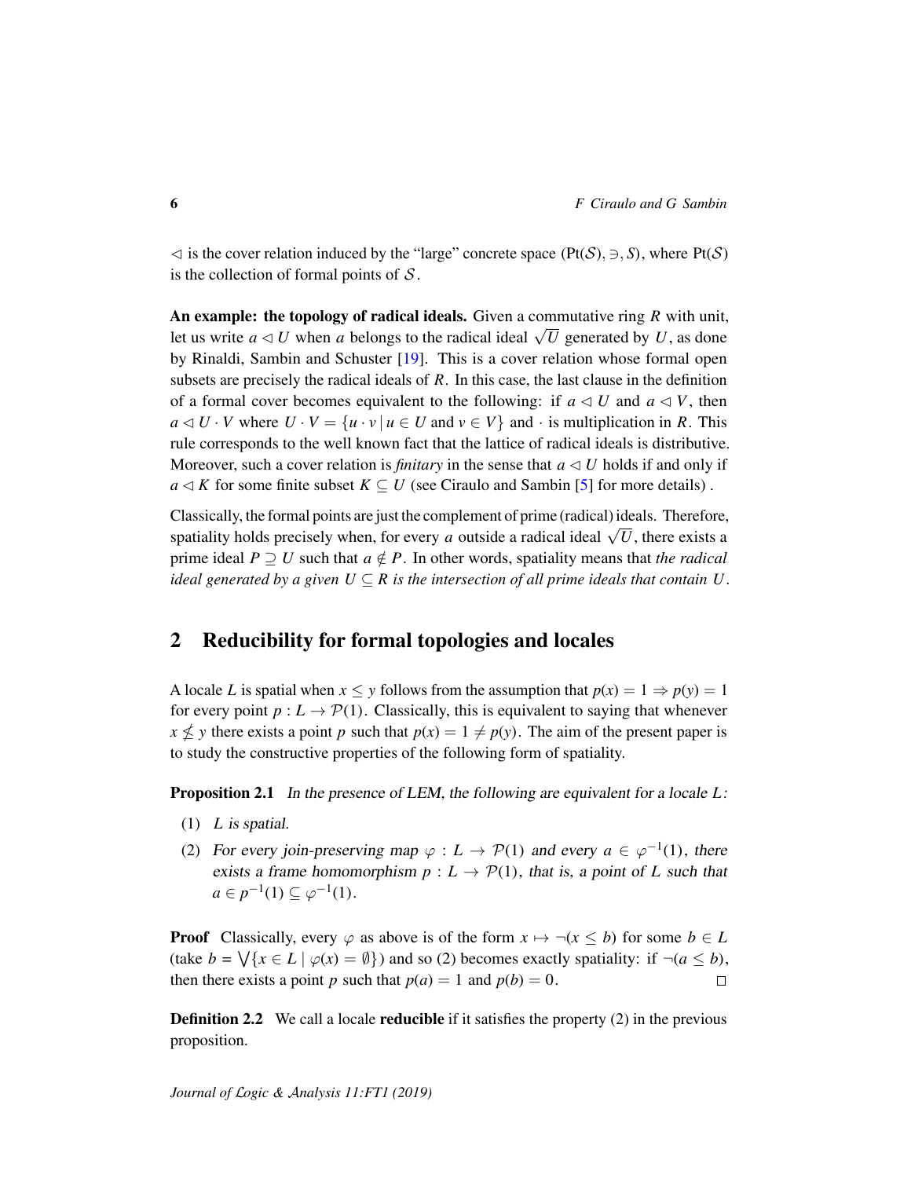$\triangleleft$ is the cover relation induced by the "large" concrete space $(\mathrm{Pt}(\mathcal{S}), \ni, S)$, where $\mathrm{Pt}(\mathcal{S})$ is the collection of formal points of $\mathcal{S}$.

**An example: the topology of radical ideals.** Given a commutative ring $R$ with unit, let us write $a \triangleleft U$ when $a$ belongs to the radical ideal $\sqrt{U}$ generated by $U$, as done by Rinaldi, Sambin and Schuster [19]. This is a cover relation whose formal open subsets are precisely the radical ideals of $R$. In this case, the last clause in the definition of a formal cover becomes equivalent to the following: if $a \triangleleft U$ and $a \triangleleft V$, then $a \triangleleft U \cdot V$ where $U \cdot V = \{u \cdot v \mid u \in U \text{ and } v \in V\}$ and $\cdot$ is multiplication in $R$. This rule corresponds to the well known fact that the lattice of radical ideals is distributive. Moreover, such a cover relation is *finitary* in the sense that $a \triangleleft U$ holds if and only if $a \triangleleft K$ for some finite subset $K \subseteq U$ (see Ciraulo and Sambin [5] for more details) .

Classically, the formal points are just the complement of prime (radical) ideals. Therefore, spatiality holds precisely when, for every $a$ outside a radical ideal $\sqrt{U}$, there exists a prime ideal $P \supseteq U$ such that $a \notin P$. In other words, spatiality means that *the radical ideal generated by a given $U \subseteq R$ is the intersection of all prime ideals that contain $U$.*

## 2 Reducibility for formal topologies and locales

A locale $L$ is spatial when $x \leq y$ follows from the assumption that $p(x) = 1 \Rightarrow p(y) = 1$ for every point $p : L \to \mathcal{P}(1)$. Classically, this is equivalent to saying that whenever $x \nleq y$ there exists a point $p$ such that $p(x) = 1 \neq p(y)$. The aim of the present paper is to study the constructive properties of the following form of spatiality.

**Proposition 2.1** *In the presence of LEM, the following are equivalent for a locale $L$:*

1. *$L$ is spatial.*
2. *For every join-preserving map $\varphi : L \to \mathcal{P}(1)$ and every $a \in \varphi^{-1}(1)$, there exists a frame homomorphism $p : L \to \mathcal{P}(1)$, that is, a point of $L$ such that $a \in p^{-1}(1) \subseteq \varphi^{-1}(1)$.*

**Proof** Classically, every $\varphi$ as above is of the form $x \mapsto \neg(x \leq b)$ for some $b \in L$ (take $b = \bigvee\{x \in L \mid \varphi(x) = \emptyset\}$) and so (2) becomes exactly spatiality: if $\neg(a \leq b)$, then there exists a point $p$ such that $p(a) = 1$ and $p(b) = 0$. $\square$

**Definition 2.2** We call a locale **reducible** if it satisfies the property (2) in the previous proposition.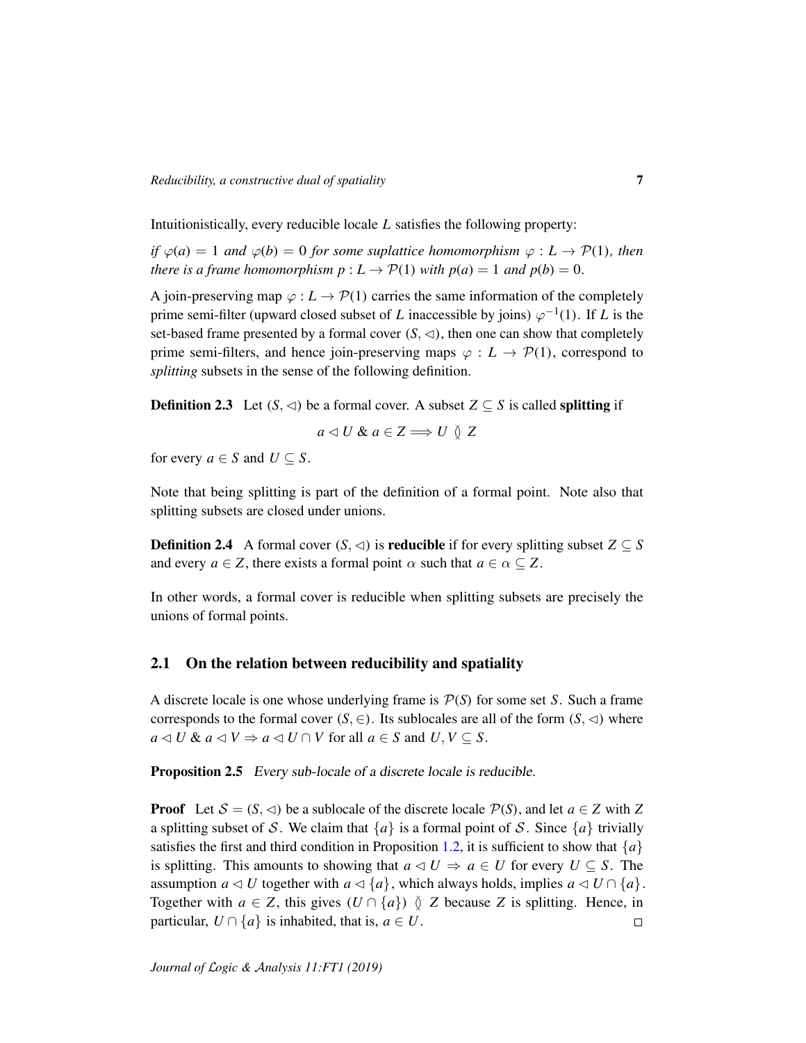Intuitionistically, every reducible locale $L$ satisfies the following property:

*if $\varphi(a) = 1$ and $\varphi(b) = 0$ for some suplattice homomorphism $\varphi : L \to \mathcal{P}(1)$, then there is a frame homomorphism $p : L \to \mathcal{P}(1)$ with $p(a) = 1$ and $p(b) = 0$.*

A join-preserving map $\varphi : L \to \mathcal{P}(1)$ carries the same information of the completely prime semi-filter (upward closed subset of $L$ inaccessible by joins) $\varphi^{-1}(1)$. If $L$ is the set-based frame presented by a formal cover $(S, \lhd)$, then one can show that completely prime semi-filters, and hence join-preserving maps $\varphi : L \to \mathcal{P}(1)$, correspond to *splitting* subsets in the sense of the following definition.

**Definition 2.3** Let $(S, \lhd)$ be a formal cover. A subset $Z \subseteq S$ is called **splitting** if

$$a \lhd U \ \& \ a \in Z \Longrightarrow U \between Z$$

for every $a \in S$ and $U \subseteq S$.

Note that being splitting is part of the definition of a formal point. Note also that splitting subsets are closed under unions.

**Definition 2.4** A formal cover $(S, \lhd)$ is **reducible** if for every splitting subset $Z \subseteq S$ and every $a \in Z$, there exists a formal point $\alpha$ such that $a \in \alpha \subseteq Z$.

In other words, a formal cover is reducible when splitting subsets are precisely the unions of formal points.

## 2.1 On the relation between reducibility and spatiality

A discrete locale is one whose underlying frame is $\mathcal{P}(S)$ for some set $S$. Such a frame corresponds to the formal cover $(S, \in)$. Its sublocales are all of the form $(S, \lhd)$ where $a \lhd U \ \& \ a \lhd V \Rightarrow a \lhd U \cap V$ for all $a \in S$ and $U, V \subseteq S$.

**Proposition 2.5** *Every sub-locale of a discrete locale is reducible.*

**Proof** Let $\mathcal{S} = (S, \lhd)$ be a sublocale of the discrete locale $\mathcal{P}(S)$, and let $a \in Z$ with $Z$ a splitting subset of $\mathcal{S}$. We claim that $\{a\}$ is a formal point of $\mathcal{S}$. Since $\{a\}$ trivially satisfies the first and third condition in Proposition 1.2, it is sufficient to show that $\{a\}$ is splitting. This amounts to showing that $a \lhd U \Rightarrow a \in U$ for every $U \subseteq S$. The assumption $a \lhd U$ together with $a \lhd \{a\}$, which always holds, implies $a \lhd U \cap \{a\}$. Together with $a \in Z$, this gives $(U \cap \{a\}) \between Z$ because $Z$ is splitting. Hence, in particular, $U \cap \{a\}$ is inhabited, that is, $a \in U$. $\square$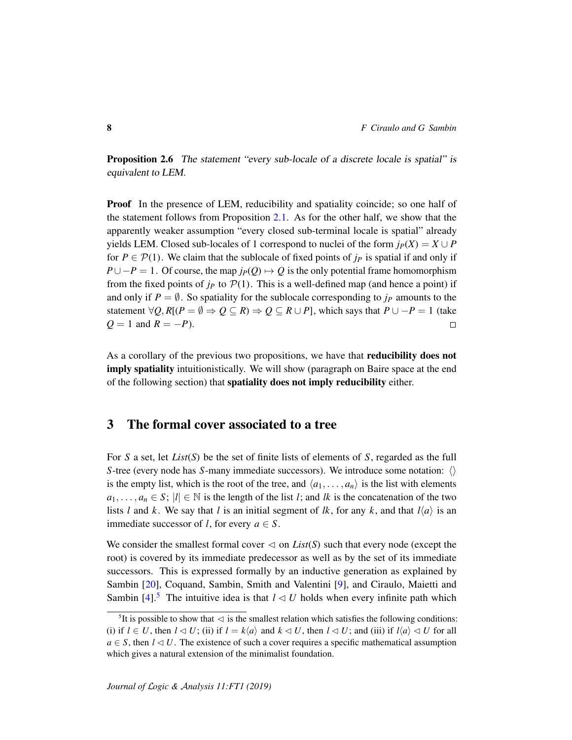**Proposition 2.6** *The statement "every sub-locale of a discrete locale is spatial" is equivalent to LEM.*

**Proof** In the presence of LEM, reducibility and spatiality coincide; so one half of the statement follows from Proposition 2.1. As for the other half, we show that the apparently weaker assumption "every closed sub-terminal locale is spatial" already yields LEM. Closed sub-locales of 1 correspond to nuclei of the form $j_P(X) = X \cup P$ for $P \in \mathcal{P}(1)$. We claim that the sublocale of fixed points of $j_P$ is spatial if and only if $P \cup -P = 1$. Of course, the map $j_P(Q) \mapsto Q$ is the only potential frame homomorphism from the fixed points of $j_P$ to $\mathcal{P}(1)$. This is a well-defined map (and hence a point) if and only if $P = \emptyset$. So spatiality for the sublocale corresponding to $j_P$ amounts to the statement $\forall Q, R[(P = \emptyset \Rightarrow Q \subseteq R) \Rightarrow Q \subseteq R \cup P]$, which says that $P \cup -P = 1$ (take $Q = 1$ and $R = -P$). $\square$

As a corollary of the previous two propositions, we have that **reducibility does not imply spatiality** intuitionistically. We will show (paragraph on Baire space at the end of the following section) that **spatiality does not imply reducibility** either.

## 3 The formal cover associated to a tree

For $S$ a set, let *List*($S$) be the set of finite lists of elements of $S$, regarded as the full $S$-tree (every node has $S$-many immediate successors). We introduce some notation: $\langle\rangle$ is the empty list, which is the root of the tree, and $\langle a_1, \ldots, a_n \rangle$ is the list with elements $a_1, \ldots, a_n \in S$; $|l| \in \mathbb{N}$ is the length of the list $l$; and $lk$ is the concatenation of the two lists $l$ and $k$. We say that $l$ is an initial segment of $lk$, for any $k$, and that $l\langle a \rangle$ is an immediate successor of $l$, for every $a \in S$.

We consider the smallest formal cover $\lhd$ on *List*($S$) such that every node (except the root) is covered by its immediate predecessor as well as by the set of its immediate successors. This is expressed formally by an inductive generation as explained by Sambin [20], Coquand, Sambin, Smith and Valentini [9], and Ciraulo, Maietti and Sambin [4].[5] The intuitive idea is that $l \lhd U$ holds when every infinite path which

[5] It is possible to show that $\lhd$ is the smallest relation which satisfies the following conditions: (i) if $l \in U$, then $l \lhd U$; (ii) if $l = k\langle a \rangle$ and $k \lhd U$, then $l \lhd U$; and (iii) if $l\langle a \rangle \lhd U$ for all $a \in S$, then $l \lhd U$. The existence of such a cover requires a specific mathematical assumption which gives a natural extension of the minimalist foundation.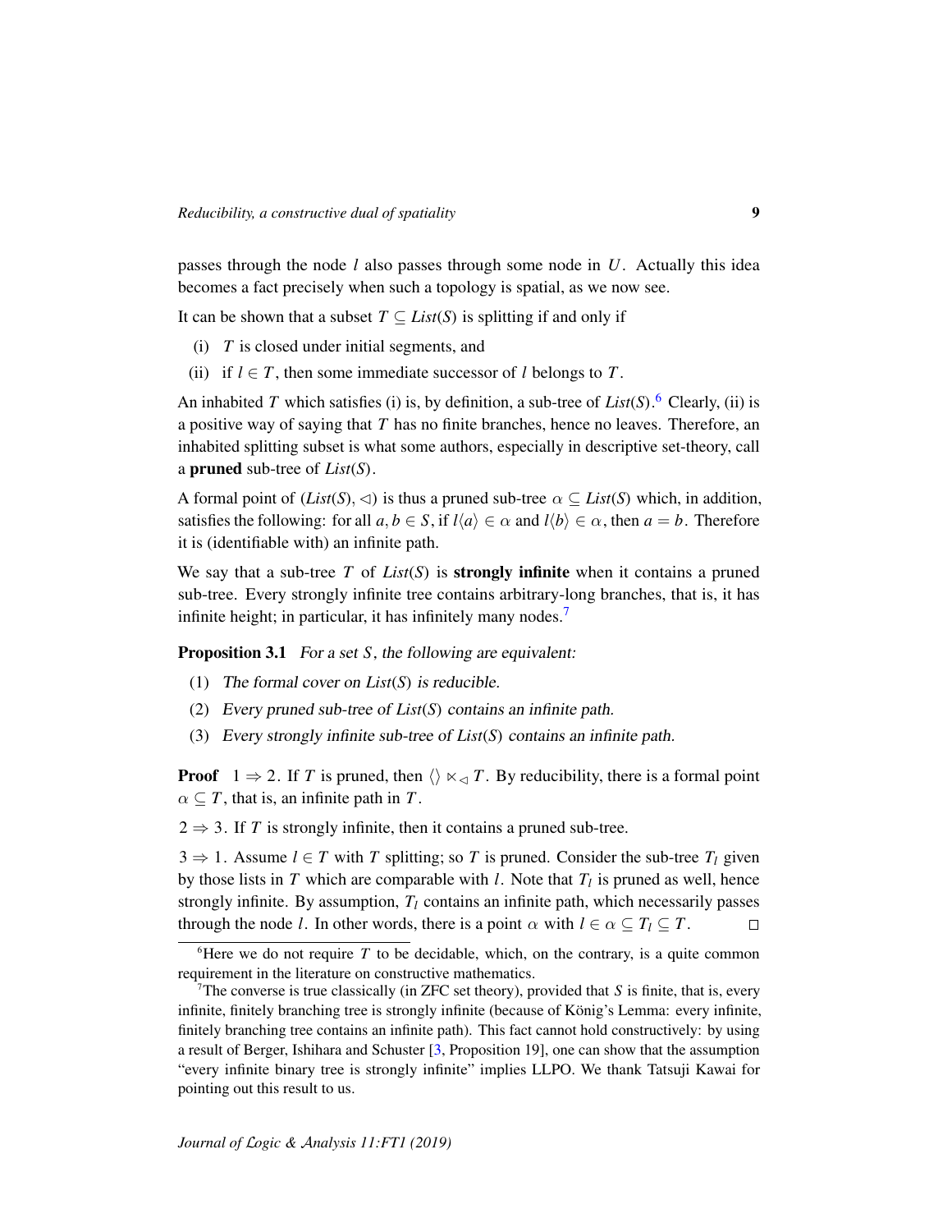passes through the node $l$ also passes through some node in $U$. Actually this idea becomes a fact precisely when such a topology is spatial, as we now see.

It can be shown that a subset $T \subseteq \mathit{List}(S)$ is splitting if and only if

(i) $T$ is closed under initial segments, and

(ii) if $l \in T$, then some immediate successor of $l$ belongs to $T$.

An inhabited $T$ which satisfies (i) is, by definition, a sub-tree of $\mathit{List}(S)$.[6] Clearly, (ii) is a positive way of saying that $T$ has no finite branches, hence no leaves. Therefore, an inhabited splitting subset is what some authors, especially in descriptive set-theory, call a **pruned** sub-tree of $\mathit{List}(S)$.

A formal point of $(\mathit{List}(S), \lhd)$ is thus a pruned sub-tree $\alpha \subseteq \mathit{List}(S)$ which, in addition, satisfies the following: for all $a, b \in S$, if $l\langle a\rangle \in \alpha$ and $l\langle b\rangle \in \alpha$, then $a = b$. Therefore it is (identifiable with) an infinite path.

We say that a sub-tree $T$ of $\mathit{List}(S)$ is **strongly infinite** when it contains a pruned sub-tree. Every strongly infinite tree contains arbitrary-long branches, that is, it has infinite height; in particular, it has infinitely many nodes.[7]

**Proposition 3.1** *For a set $S$, the following are equivalent:*

(1) *The formal cover on $\mathit{List}(S)$ is reducible.*

(2) *Every pruned sub-tree of $\mathit{List}(S)$ contains an infinite path.*

(3) *Every strongly infinite sub-tree of $\mathit{List}(S)$ contains an infinite path.*

**Proof** $1 \Rightarrow 2$. If $T$ is pruned, then $\langle\rangle \ltimes_{\lhd} T$. By reducibility, there is a formal point $\alpha \subseteq T$, that is, an infinite path in $T$.

$2 \Rightarrow 3$. If $T$ is strongly infinite, then it contains a pruned sub-tree.

$3 \Rightarrow 1$. Assume $l \in T$ with $T$ splitting; so $T$ is pruned. Consider the sub-tree $T_l$ given by those lists in $T$ which are comparable with $l$. Note that $T_l$ is pruned as well, hence strongly infinite. By assumption, $T_l$ contains an infinite path, which necessarily passes through the node $l$. In other words, there is a point $\alpha$ with $l \in \alpha \subseteq T_l \subseteq T$. $\square$

[6] Here we do not require $T$ to be decidable, which, on the contrary, is a quite common requirement in the literature on constructive mathematics.

[7] The converse is true classically (in ZFC set theory), provided that $S$ is finite, that is, every infinite, finitely branching tree is strongly infinite (because of König's Lemma: every infinite, finitely branching tree contains an infinite path). This fact cannot hold constructively: by using a result of Berger, Ishihara and Schuster [3, Proposition 19], one can show that the assumption "every infinite binary tree is strongly infinite" implies LLPO. We thank Tatsuji Kawai for pointing out this result to us.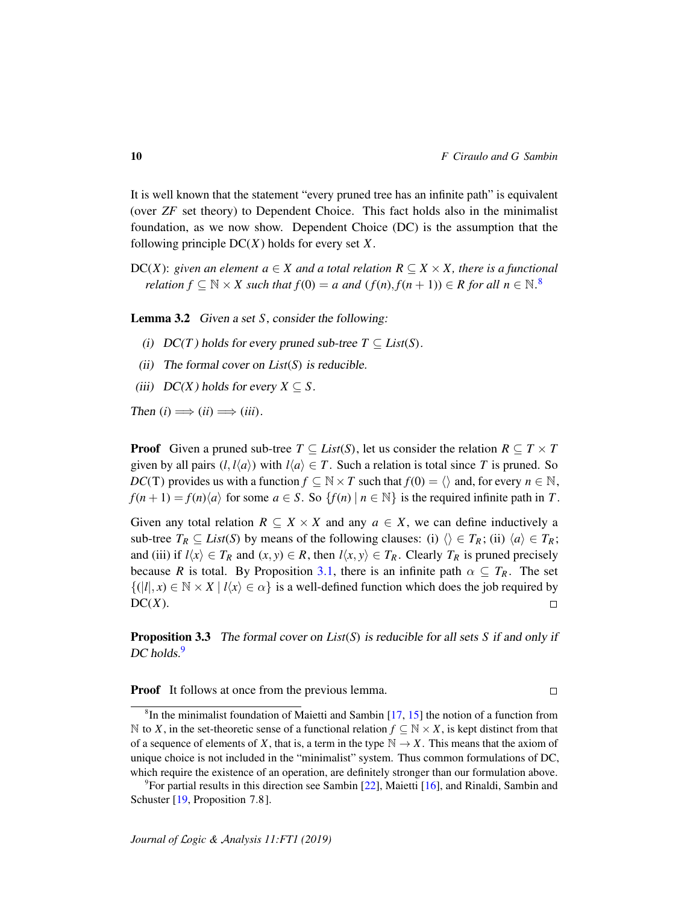It is well known that the statement "every pruned tree has an infinite path" is equivalent (over *ZF* set theory) to Dependent Choice. This fact holds also in the minimalist foundation, as we now show. Dependent Choice (DC) is the assumption that the following principle DC($X$) holds for every set $X$.

DC($X$): *given an element $a \in X$ and a total relation $R \subseteq X \times X$, there is a functional relation $f \subseteq \mathbb{N} \times X$ such that $f(0) = a$ and $(f(n), f(n+1)) \in R$ for all $n \in \mathbb{N}$.*[8]

**Lemma 3.2** *Given a set $S$, consider the following:*

*(i) DC($T$) holds for every pruned sub-tree $T \subseteq List(S)$.*

*(ii) The formal cover on $List(S)$ is reducible.*

*(iii) DC($X$) holds for every $X \subseteq S$.*

*Then (i) $\Longrightarrow$ (ii) $\Longrightarrow$ (iii).*

**Proof** Given a pruned sub-tree $T \subseteq List(S)$, let us consider the relation $R \subseteq T \times T$ given by all pairs $(l, l\langle a\rangle)$ with $l\langle a\rangle \in T$. Such a relation is total since $T$ is pruned. So $DC$(T) provides us with a function $f \subseteq \mathbb{N} \times T$ such that $f(0) = \langle\rangle$ and, for every $n \in \mathbb{N}$, $f(n+1) = f(n)\langle a\rangle$ for some $a \in S$. So $\{f(n) \mid n \in \mathbb{N}\}$ is the required infinite path in $T$.

Given any total relation $R \subseteq X \times X$ and any $a \in X$, we can define inductively a sub-tree $T_R \subseteq List(S)$ by means of the following clauses: (i) $\langle\rangle \in T_R$; (ii) $\langle a\rangle \in T_R$; and (iii) if $l\langle x\rangle \in T_R$ and $(x, y) \in R$, then $l\langle x, y\rangle \in T_R$. Clearly $T_R$ is pruned precisely because $R$ is total. By Proposition 3.1, there is an infinite path $\alpha \subseteq T_R$. The set $\{(|l|, x) \in \mathbb{N} \times X \mid l\langle x\rangle \in \alpha\}$ is a well-defined function which does the job required by DC($X$). □

**Proposition 3.3** *The formal cover on $List(S)$ is reducible for all sets $S$ if and only if DC holds.*[9]

**Proof** It follows at once from the previous lemma. □

---

[8] In the minimalist foundation of Maietti and Sambin [17, 15] the notion of a function from $\mathbb{N}$ to $X$, in the set-theoretic sense of a functional relation $f \subseteq \mathbb{N} \times X$, is kept distinct from that of a sequence of elements of $X$, that is, a term in the type $\mathbb{N} \to X$. This means that the axiom of unique choice is not included in the "minimalist" system. Thus common formulations of DC, which require the existence of an operation, are definitely stronger than our formulation above.

[9] For partial results in this direction see Sambin [22], Maietti [16], and Rinaldi, Sambin and Schuster [19, Proposition 7.8].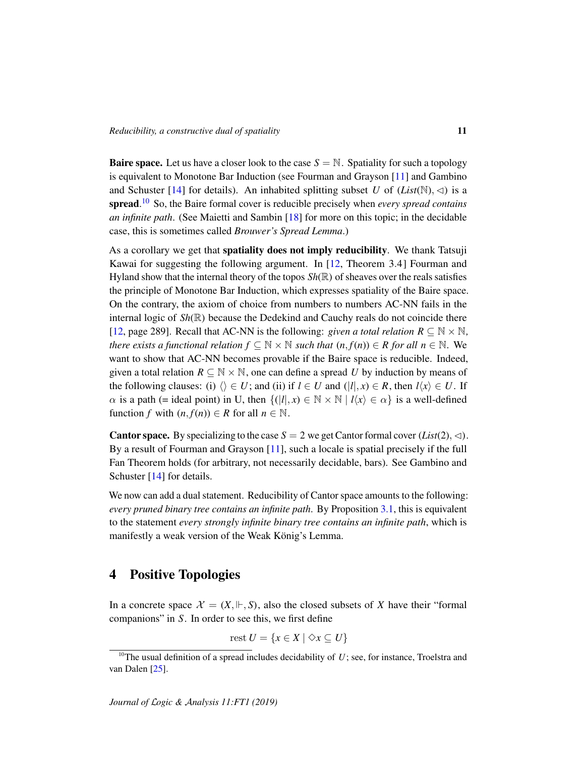**Baire space.** Let us have a closer look to the case $S = \mathbb{N}$. Spatiality for such a topology is equivalent to Monotone Bar Induction (see Fourman and Grayson [11] and Gambino and Schuster [14] for details). An inhabited splitting subset $U$ of $(List(\mathbb{N}), \lhd)$ is a **spread**.[10] So, the Baire formal cover is reducible precisely when *every spread contains an infinite path*. (See Maietti and Sambin [18] for more on this topic; in the decidable case, this is sometimes called *Brouwer's Spread Lemma*.)

As a corollary we get that **spatiality does not imply reducibility**. We thank Tatsuji Kawai for suggesting the following argument. In [12, Theorem 3.4] Fourman and Hyland show that the internal theory of the topos $Sh(\mathbb{R})$ of sheaves over the reals satisfies the principle of Monotone Bar Induction, which expresses spatiality of the Baire space. On the contrary, the axiom of choice from numbers to numbers AC-NN fails in the internal logic of $Sh(\mathbb{R})$ because the Dedekind and Cauchy reals do not coincide there [12, page 289]. Recall that AC-NN is the following: *given a total relation $R \subseteq \mathbb{N} \times \mathbb{N}$, there exists a functional relation $f \subseteq \mathbb{N} \times \mathbb{N}$ such that $(n, f(n)) \in R$ for all $n \in \mathbb{N}$.* We want to show that AC-NN becomes provable if the Baire space is reducible. Indeed, given a total relation $R \subseteq \mathbb{N} \times \mathbb{N}$, one can define a spread $U$ by induction by means of the following clauses: (i) $\langle\rangle \in U$; and (ii) if $l \in U$ and $(|l|, x) \in R$, then $l\langle x \rangle \in U$. If $\alpha$ is a path (= ideal point) in U, then $\{(|l|, x) \in \mathbb{N} \times \mathbb{N} \mid l\langle x \rangle \in \alpha\}$ is a well-defined function $f$ with $(n, f(n)) \in R$ for all $n \in \mathbb{N}$.

**Cantor space.** By specializing to the case $S = 2$ we get Cantor formal cover $(List(2), \lhd)$. By a result of Fourman and Grayson [11], such a locale is spatial precisely if the full Fan Theorem holds (for arbitrary, not necessarily decidable, bars). See Gambino and Schuster [14] for details.

We now can add a dual statement. Reducibility of Cantor space amounts to the following: *every pruned binary tree contains an infinite path*. By Proposition 3.1, this is equivalent to the statement *every strongly infinite binary tree contains an infinite path*, which is manifestly a weak version of the Weak König's Lemma.

## 4 Positive Topologies

In a concrete space $\mathcal{X} = (X, \Vdash, S)$, also the closed subsets of $X$ have their "formal companions" in $S$. In order to see this, we first define

$$\text{rest}\, U = \{x \in X \mid \Diamond x \subseteq U\}$$

[10] The usual definition of a spread includes decidability of $U$; see, for instance, Troelstra and van Dalen [25].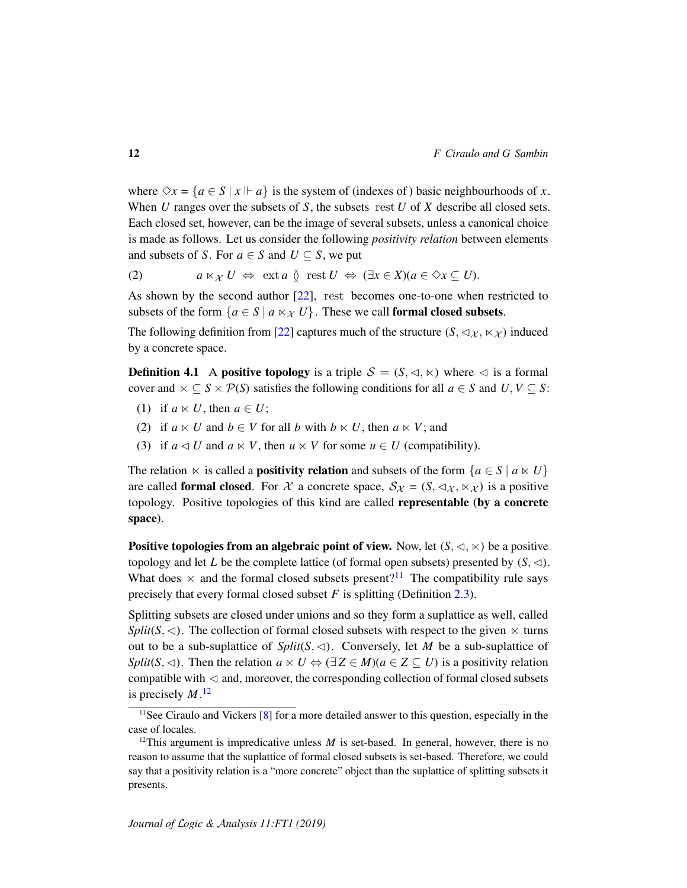where $\Diamond x = \{a \in S \mid x \Vdash a\}$ is the system of (indexes of) basic neighbourhoods of $x$. When $U$ ranges over the subsets of $S$, the subsets $\mathrm{rest}\, U$ of $X$ describe all closed sets. Each closed set, however, can be the image of several subsets, unless a canonical choice is made as follows. Let us consider the following *positivity relation* between elements and subsets of $S$. For $a \in S$ and $U \subseteq S$, we put

$$a \ltimes_{\mathcal{X}} U \;\Leftrightarrow\; \mathrm{ext}\, a \between \mathrm{rest}\, U \;\Leftrightarrow\; (\exists x \in X)(a \in \Diamond x \subseteq U). \tag{2}$$

As shown by the second author [22], $\mathrm{rest}$ becomes one-to-one when restricted to subsets of the form $\{a \in S \mid a \ltimes_{\mathcal{X}} U\}$. These we call **formal closed subsets**.

The following definition from [22] captures much of the structure $(S, \lhd_{\mathcal{X}}, \ltimes_{\mathcal{X}})$ induced by a concrete space.

**Definition 4.1** A **positive topology** is a triple $\mathcal{S} = (S, \lhd, \ltimes)$ where $\lhd$ is a formal cover and $\ltimes \subseteq S \times \mathcal{P}(S)$ satisfies the following conditions for all $a \in S$ and $U, V \subseteq S$:

1. if $a \ltimes U$, then $a \in U$;
2. if $a \ltimes U$ and $b \in V$ for all $b$ with $b \ltimes U$, then $a \ltimes V$; and
3. if $a \lhd U$ and $a \ltimes V$, then $u \ltimes V$ for some $u \in U$ (compatibility).

The relation $\ltimes$ is called a **positivity relation** and subsets of the form $\{a \in S \mid a \ltimes U\}$ are called **formal closed**. For $\mathcal{X}$ a concrete space, $\mathcal{S}_{\mathcal{X}} = (S, \lhd_{\mathcal{X}}, \ltimes_{\mathcal{X}})$ is a positive topology. Positive topologies of this kind are called **representable (by a concrete space)**.

**Positive topologies from an algebraic point of view.** Now, let $(S, \lhd, \ltimes)$ be a positive topology and let $L$ be the complete lattice (of formal open subsets) presented by $(S, \lhd)$. What does $\ltimes$ and the formal closed subsets present?[11] The compatibility rule says precisely that every formal closed subset $F$ is splitting (Definition 2.3).

Splitting subsets are closed under unions and so they form a suplattice as well, called *Split*$(S, \lhd)$. The collection of formal closed subsets with respect to the given $\ltimes$ turns out to be a sub-suplattice of *Split*$(S, \lhd)$. Conversely, let $M$ be a sub-suplattice of *Split*$(S, \lhd)$. Then the relation $a \ltimes U \Leftrightarrow (\exists Z \in M)(a \in Z \subseteq U)$ is a positivity relation compatible with $\lhd$ and, moreover, the corresponding collection of formal closed subsets is precisely $M$.[12]

[11] See Ciraulo and Vickers [8] for a more detailed answer to this question, especially in the case of locales.

[12] This argument is impredicative unless $M$ is set-based. In general, however, there is no reason to assume that the suplattice of formal closed subsets is set-based. Therefore, we could say that a positivity relation is a "more concrete" object than the suplattice of splitting subsets it presents.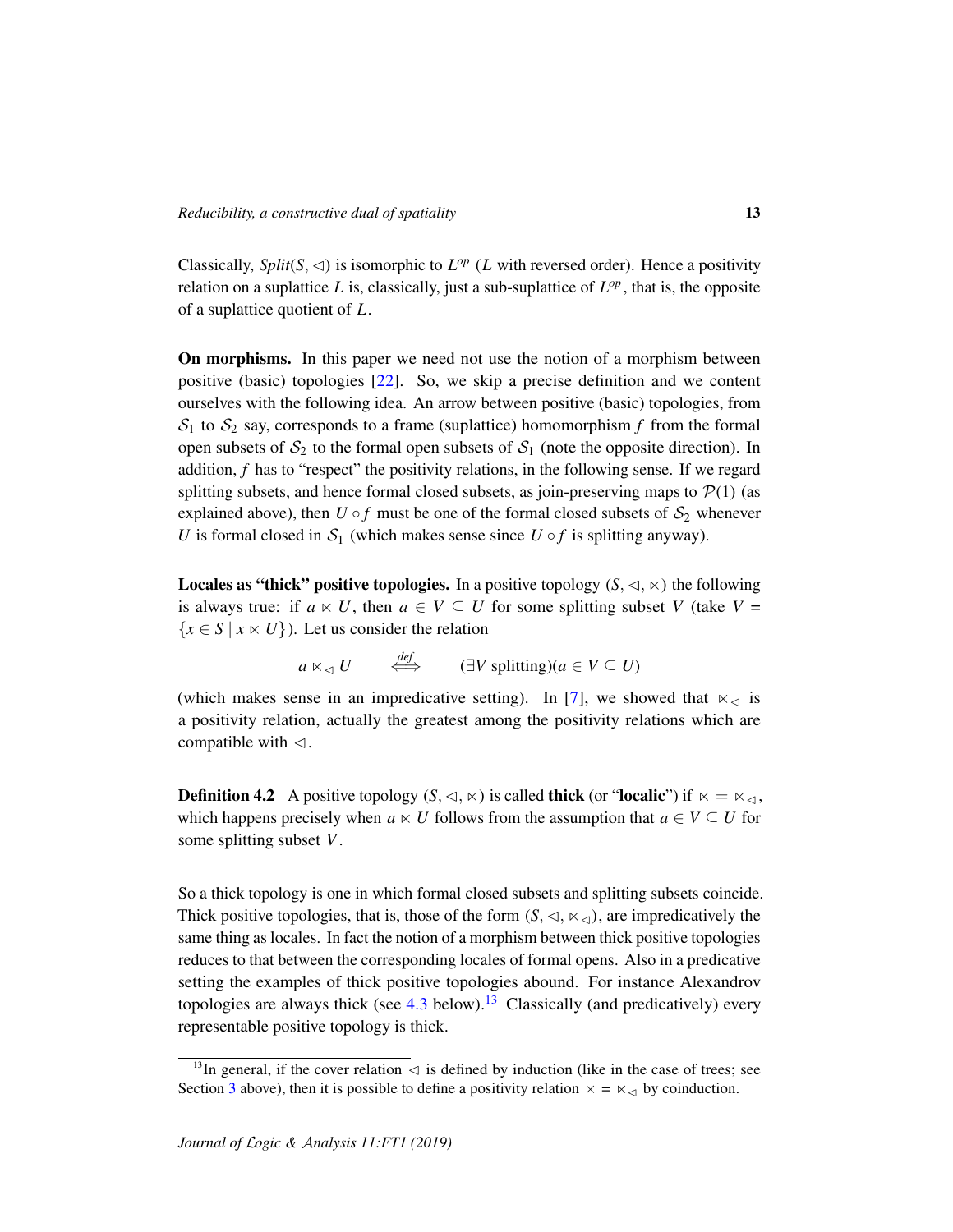Classically, $Split(S, \lhd)$ is isomorphic to $L^{op}$ ($L$ with reversed order). Hence a positivity relation on a suplattice $L$ is, classically, just a sub-suplattice of $L^{op}$, that is, the opposite of a suplattice quotient of $L$.

**On morphisms.** In this paper we need not use the notion of a morphism between positive (basic) topologies [22]. So, we skip a precise definition and we content ourselves with the following idea. An arrow between positive (basic) topologies, from $\mathcal{S}_1$ to $\mathcal{S}_2$ say, corresponds to a frame (suplattice) homomorphism $f$ from the formal open subsets of $\mathcal{S}_2$ to the formal open subsets of $\mathcal{S}_1$ (note the opposite direction). In addition, $f$ has to "respect" the positivity relations, in the following sense. If we regard splitting subsets, and hence formal closed subsets, as join-preserving maps to $\mathcal{P}(1)$ (as explained above), then $U \circ f$ must be one of the formal closed subsets of $\mathcal{S}_2$ whenever $U$ is formal closed in $\mathcal{S}_1$ (which makes sense since $U \circ f$ is splitting anyway).

**Locales as "thick" positive topologies.** In a positive topology $(S, \lhd, \ltimes)$ the following is always true: if $a \ltimes U$, then $a \in V \subseteq U$ for some splitting subset $V$ (take $V = \{x \in S \mid x \ltimes U\}$). Let us consider the relation

$$a \ltimes_{\lhd} U \qquad \overset{def}{\Longleftrightarrow} \qquad (\exists V \text{ splitting})(a \in V \subseteq U)$$

(which makes sense in an impredicative setting). In [7], we showed that $\ltimes_{\lhd}$ is a positivity relation, actually the greatest among the positivity relations which are compatible with $\lhd$.

**Definition 4.2** A positive topology $(S, \lhd, \ltimes)$ is called **thick** (or "**localic**") if $\ltimes = \ltimes_{\lhd}$, which happens precisely when $a \ltimes U$ follows from the assumption that $a \in V \subseteq U$ for some splitting subset $V$.

So a thick topology is one in which formal closed subsets and splitting subsets coincide. Thick positive topologies, that is, those of the form $(S, \lhd, \ltimes_{\lhd})$, are impredicatively the same thing as locales. In fact the notion of a morphism between thick positive topologies reduces to that between the corresponding locales of formal opens. Also in a predicative setting the examples of thick positive topologies abound. For instance Alexandrov topologies are always thick (see 4.3 below).[13] Classically (and predicatively) every representable positive topology is thick.

---

[13] In general, if the cover relation $\lhd$ is defined by induction (like in the case of trees; see Section 3 above), then it is possible to define a positivity relation $\ltimes = \ltimes_{\lhd}$ by coinduction.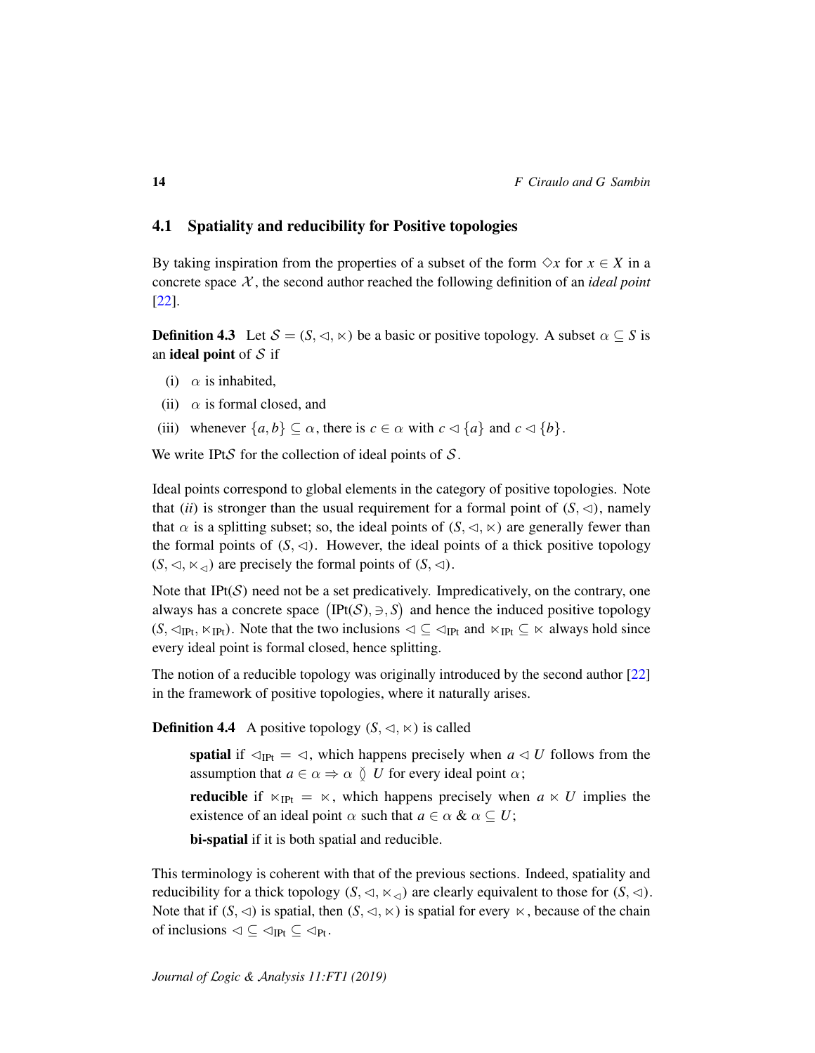### 4.1 Spatiality and reducibility for Positive topologies

By taking inspiration from the properties of a subset of the form $\Diamond x$ for $x \in X$ in a concrete space $\mathcal{X}$, the second author reached the following definition of an *ideal point* [22].

**Definition 4.3** Let $\mathcal{S} = (S, \lhd, \ltimes)$ be a basic or positive topology. A subset $\alpha \subseteq S$ is an **ideal point** of $\mathcal{S}$ if

- (i) $\alpha$ is inhabited,
- (ii) $\alpha$ is formal closed, and
- (iii) whenever $\{a, b\} \subseteq \alpha$, there is $c \in \alpha$ with $c \lhd \{a\}$ and $c \lhd \{b\}$.

We write IPt$\mathcal{S}$ for the collection of ideal points of $\mathcal{S}$.

Ideal points correspond to global elements in the category of positive topologies. Note that *(ii)* is stronger than the usual requirement for a formal point of $(S, \lhd)$, namely that $\alpha$ is a splitting subset; so, the ideal points of $(S, \lhd, \ltimes)$ are generally fewer than the formal points of $(S, \lhd)$. However, the ideal points of a thick positive topology $(S, \lhd, \ltimes_{\lhd})$ are precisely the formal points of $(S, \lhd)$.

Note that IPt$(\mathcal{S})$ need not be a set predicatively. Impredicatively, on the contrary, one always has a concrete space $\big(\mathrm{IPt}(\mathcal{S}), \ni, S\big)$ and hence the induced positive topology $(S, \lhd_{\mathrm{IPt}}, \ltimes_{\mathrm{IPt}})$. Note that the two inclusions $\lhd \subseteq \lhd_{\mathrm{IPt}}$ and $\ltimes_{\mathrm{IPt}} \subseteq \ltimes$ always hold since every ideal point is formal closed, hence splitting.

The notion of a reducible topology was originally introduced by the second author [22] in the framework of positive topologies, where it naturally arises.

**Definition 4.4** A positive topology $(S, \lhd, \ltimes)$ is called

**spatial** if $\lhd_{\mathrm{IPt}} = \lhd$, which happens precisely when $a \lhd U$ follows from the assumption that $a \in \alpha \Rightarrow \alpha \between U$ for every ideal point $\alpha$;

**reducible** if $\ltimes_{\mathrm{IPt}} = \ltimes$, which happens precisely when $a \ltimes U$ implies the existence of an ideal point $\alpha$ such that $a \in \alpha \;\&\; \alpha \subseteq U$;

**bi-spatial** if it is both spatial and reducible.

This terminology is coherent with that of the previous sections. Indeed, spatiality and reducibility for a thick topology $(S, \lhd, \ltimes_{\lhd})$ are clearly equivalent to those for $(S, \lhd)$. Note that if $(S, \lhd)$ is spatial, then $(S, \lhd, \ltimes)$ is spatial for every $\ltimes$, because of the chain of inclusions $\lhd \subseteq \lhd_{\mathrm{IPt}} \subseteq \lhd_{\mathrm{Pt}}$.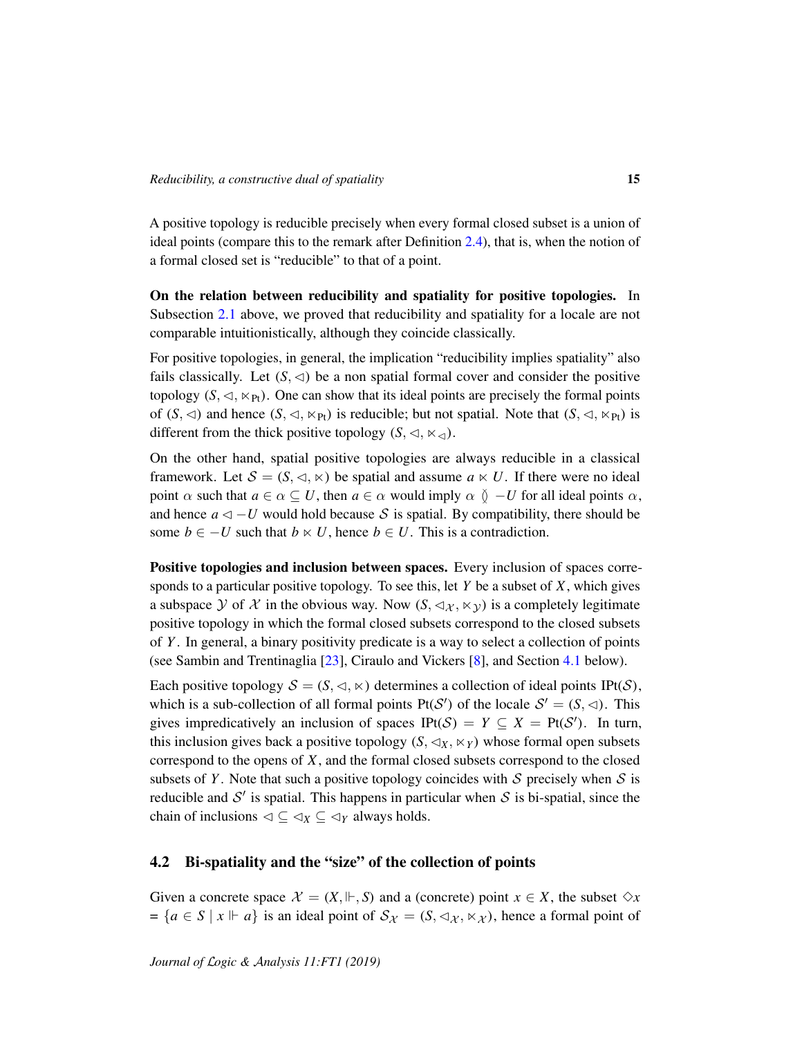A positive topology is reducible precisely when every formal closed subset is a union of ideal points (compare this to the remark after Definition 2.4), that is, when the notion of a formal closed set is "reducible" to that of a point.

**On the relation between reducibility and spatiality for positive topologies.** In Subsection 2.1 above, we proved that reducibility and spatiality for a locale are not comparable intuitionistically, although they coincide classically.

For positive topologies, in general, the implication "reducibility implies spatiality" also fails classically. Let $(S, \lhd)$ be a non spatial formal cover and consider the positive topology $(S, \lhd, \ltimes_{\mathrm{Pt}})$. One can show that its ideal points are precisely the formal points of $(S, \lhd)$ and hence $(S, \lhd, \ltimes_{\mathrm{Pt}})$ is reducible; but not spatial. Note that $(S, \lhd, \ltimes_{\mathrm{Pt}})$ is different from the thick positive topology $(S, \lhd, \ltimes_{\lhd})$.

On the other hand, spatial positive topologies are always reducible in a classical framework. Let $\mathcal{S} = (S, \lhd, \ltimes)$ be spatial and assume $a \ltimes U$. If there were no ideal point $\alpha$ such that $a \in \alpha \subseteq U$, then $a \in \alpha$ would imply $\alpha \between -U$ for all ideal points $\alpha$, and hence $a \lhd -U$ would hold because $\mathcal{S}$ is spatial. By compatibility, there should be some $b \in -U$ such that $b \ltimes U$, hence $b \in U$. This is a contradiction.

**Positive topologies and inclusion between spaces.** Every inclusion of spaces corresponds to a particular positive topology. To see this, let $Y$ be a subset of $X$, which gives a subspace $\mathcal{Y}$ of $\mathcal{X}$ in the obvious way. Now $(S, \lhd_{\mathcal{X}}, \ltimes_{\mathcal{Y}})$ is a completely legitimate positive topology in which the formal closed subsets correspond to the closed subsets of $Y$. In general, a binary positivity predicate is a way to select a collection of points (see Sambin and Trentinaglia [23], Ciraulo and Vickers [8], and Section 4.1 below).

Each positive topology $\mathcal{S} = (S, \lhd, \ltimes)$ determines a collection of ideal points $\mathrm{IPt}(\mathcal{S})$, which is a sub-collection of all formal points $\mathrm{Pt}(\mathcal{S}')$ of the locale $\mathcal{S}' = (S, \lhd)$. This gives impredicatively an inclusion of spaces $\mathrm{IPt}(\mathcal{S}) = Y \subseteq X = \mathrm{Pt}(\mathcal{S}')$. In turn, this inclusion gives back a positive topology $(S, \lhd_X, \ltimes_Y)$ whose formal open subsets correspond to the opens of $X$, and the formal closed subsets correspond to the closed subsets of $Y$. Note that such a positive topology coincides with $\mathcal{S}$ precisely when $\mathcal{S}$ is reducible and $\mathcal{S}'$ is spatial. This happens in particular when $\mathcal{S}$ is bi-spatial, since the chain of inclusions $\lhd \subseteq \lhd_X \subseteq \lhd_Y$ always holds.

## 4.2 Bi-spatiality and the "size" of the collection of points

Given a concrete space $\mathcal{X} = (X, \Vdash, S)$ and a (concrete) point $x \in X$, the subset $\Diamond x = \{a \in S \mid x \Vdash a\}$ is an ideal point of $\mathcal{S}_{\mathcal{X}} = (S, \lhd_{\mathcal{X}}, \ltimes_{\mathcal{X}})$, hence a formal point of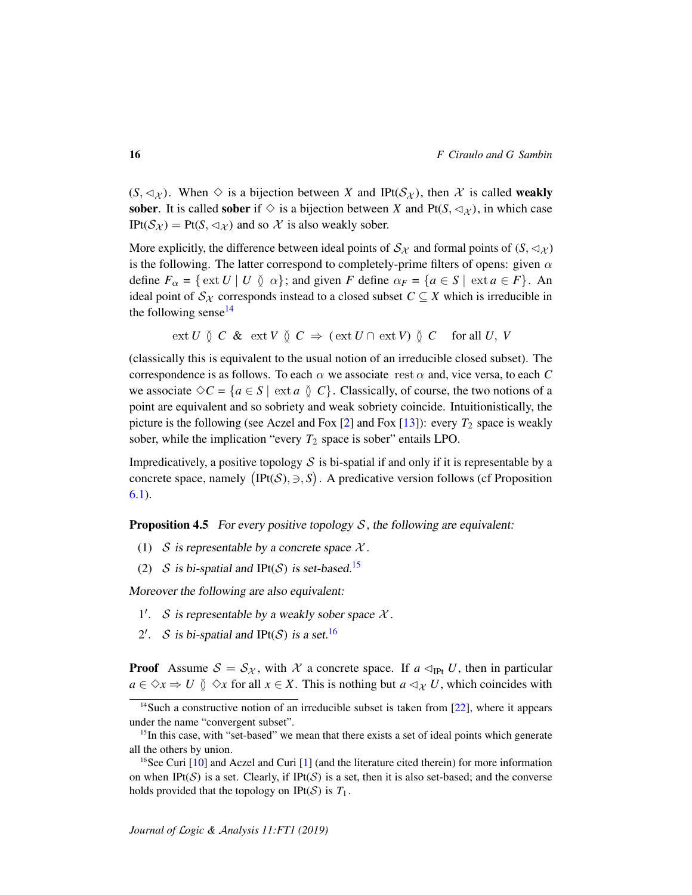$(S, \lhd_\mathcal{X})$. When $\Diamond$ is a bijection between $X$ and $\mathrm{IPt}(\mathcal{S}_\mathcal{X})$, then $\mathcal{X}$ is called **weakly sober**. It is called **sober** if $\Diamond$ is a bijection between $X$ and $\mathrm{Pt}(S, \lhd_\mathcal{X})$, in which case $\mathrm{IPt}(\mathcal{S}_\mathcal{X}) = \mathrm{Pt}(S, \lhd_\mathcal{X})$ and so $\mathcal{X}$ is also weakly sober.

More explicitly, the difference between ideal points of $\mathcal{S}_\mathcal{X}$ and formal points of $(S, \lhd_\mathcal{X})$ is the following. The latter correspond to completely-prime filters of opens: given $\alpha$ define $F_\alpha = \{\,\mathrm{ext}\, U \mid U \between \alpha\}$; and given $F$ define $\alpha_F = \{a \in S \mid \mathrm{ext}\, a \in F\}$. An ideal point of $\mathcal{S}_\mathcal{X}$ corresponds instead to a closed subset $C \subseteq X$ which is irreducible in the following sense[14]

$$\mathrm{ext}\, U \between C \;\&\; \mathrm{ext}\, V \between C \;\Rightarrow\; (\,\mathrm{ext}\, U \cap \mathrm{ext}\, V) \between C \qquad \text{for all } U,\ V$$

(classically this is equivalent to the usual notion of an irreducible closed subset). The correspondence is as follows. To each $\alpha$ we associate $\mathrm{rest}\,\alpha$ and, vice versa, to each $C$ we associate $\Diamond C = \{a \in S \mid \mathrm{ext}\, a \between C\}$. Classically, of course, the two notions of a point are equivalent and so sobriety and weak sobriety coincide. Intuitionistically, the picture is the following (see Aczel and Fox [2] and Fox [13]): every $T_2$ space is weakly sober, while the implication "every $T_2$ space is sober" entails LPO.

Impredicatively, a positive topology $\mathcal{S}$ is bi-spatial if and only if it is representable by a concrete space, namely $\big(\mathrm{IPt}(\mathcal{S}), \ni, S\big)$. A predicative version follows (cf Proposition 6.1).

**Proposition 4.5** *For every positive topology $\mathcal{S}$, the following are equivalent:*

(1) *$\mathcal{S}$ is representable by a concrete space $\mathcal{X}$.*

(2) *$\mathcal{S}$ is bi-spatial and $\mathrm{IPt}(\mathcal{S})$ is set-based.*[15]

*Moreover the following are also equivalent:*

1′. *$\mathcal{S}$ is representable by a weakly sober space $\mathcal{X}$.*

2′. *$\mathcal{S}$ is bi-spatial and $\mathrm{IPt}(\mathcal{S})$ is a set.*[16]

**Proof** Assume $\mathcal{S} = \mathcal{S}_\mathcal{X}$, with $\mathcal{X}$ a concrete space. If $a \lhd_{\mathrm{IPt}} U$, then in particular $a \in \Diamond x \Rightarrow U \between \Diamond x$ for all $x \in X$. This is nothing but $a \lhd_\mathcal{X} U$, which coincides with

[14] Such a constructive notion of an irreducible subset is taken from [22], where it appears under the name "convergent subset".

[15] In this case, with "set-based" we mean that there exists a set of ideal points which generate all the others by union.

[16] See Curi [10] and Aczel and Curi [1] (and the literature cited therein) for more information on when $\mathrm{IPt}(\mathcal{S})$ is a set. Clearly, if $\mathrm{IPt}(\mathcal{S})$ is a set, then it is also set-based; and the converse holds provided that the topology on $\mathrm{IPt}(\mathcal{S})$ is $T_1$.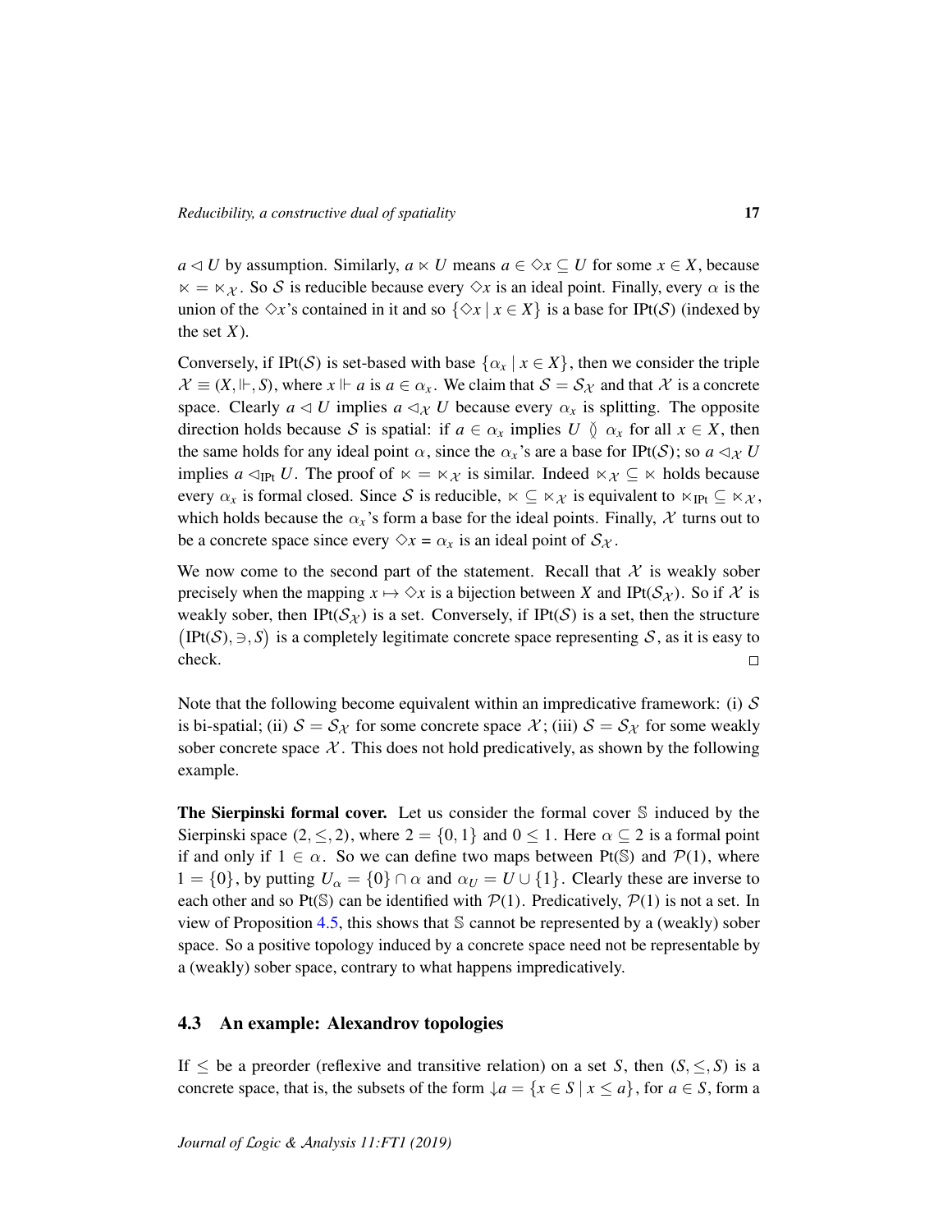$a \lhd U$ by assumption. Similarly, $a \ltimes U$ means $a \in \Diamond x \subseteq U$ for some $x \in X$, because $\ltimes = \ltimes_{\mathcal{X}}$. So $\mathcal{S}$ is reducible because every $\Diamond x$ is an ideal point. Finally, every $\alpha$ is the union of the $\Diamond x$'s contained in it and so $\{\Diamond x \mid x \in X\}$ is a base for IPt($\mathcal{S}$) (indexed by the set $X$).

Conversely, if IPt($\mathcal{S}$) is set-based with base $\{\alpha_x \mid x \in X\}$, then we consider the triple $\mathcal{X} \equiv (X, \Vdash, S)$, where $x \Vdash a$ is $a \in \alpha_x$. We claim that $\mathcal{S} = \mathcal{S}_{\mathcal{X}}$ and that $\mathcal{X}$ is a concrete space. Clearly $a \lhd U$ implies $a \lhd_{\mathcal{X}} U$ because every $\alpha_x$ is splitting. The opposite direction holds because $\mathcal{S}$ is spatial: if $a \in \alpha_x$ implies $U \between \alpha_x$ for all $x \in X$, then the same holds for any ideal point $\alpha$, since the $\alpha_x$'s are a base for IPt($\mathcal{S}$); so $a \lhd_{\mathcal{X}} U$ implies $a \lhd_{\mathrm{IPt}} U$. The proof of $\ltimes = \ltimes_{\mathcal{X}}$ is similar. Indeed $\ltimes_{\mathcal{X}} \subseteq \ltimes$ holds because every $\alpha_x$ is formal closed. Since $\mathcal{S}$ is reducible, $\ltimes \subseteq \ltimes_{\mathcal{X}}$ is equivalent to $\ltimes_{\mathrm{IPt}} \subseteq \ltimes_{\mathcal{X}}$, which holds because the $\alpha_x$'s form a base for the ideal points. Finally, $\mathcal{X}$ turns out to be a concrete space since every $\Diamond x = \alpha_x$ is an ideal point of $\mathcal{S}_{\mathcal{X}}$.

We now come to the second part of the statement. Recall that $\mathcal{X}$ is weakly sober precisely when the mapping $x \mapsto \Diamond x$ is a bijection between $X$ and IPt($\mathcal{S}_{\mathcal{X}}$). So if $\mathcal{X}$ is weakly sober, then IPt($\mathcal{S}_{\mathcal{X}}$) is a set. Conversely, if IPt($\mathcal{S}$) is a set, then the structure $\big(\mathrm{IPt}(\mathcal{S}), \ni, S\big)$ is a completely legitimate concrete space representing $\mathcal{S}$, as it is easy to check. □

Note that the following become equivalent within an impredicative framework: (i) $\mathcal{S}$ is bi-spatial; (ii) $\mathcal{S} = \mathcal{S}_{\mathcal{X}}$ for some concrete space $\mathcal{X}$; (iii) $\mathcal{S} = \mathcal{S}_{\mathcal{X}}$ for some weakly sober concrete space $\mathcal{X}$. This does not hold predicatively, as shown by the following example.

**The Sierpinski formal cover.** Let us consider the formal cover $\mathbb{S}$ induced by the Sierpinski space $(2, \leq, 2)$, where $2 = \{0, 1\}$ and $0 \leq 1$. Here $\alpha \subseteq 2$ is a formal point if and only if $1 \in \alpha$. So we can define two maps between Pt($\mathbb{S}$) and $\mathcal{P}(1)$, where $1 = \{0\}$, by putting $U_\alpha = \{0\} \cap \alpha$ and $\alpha_U = U \cup \{1\}$. Clearly these are inverse to each other and so Pt($\mathbb{S}$) can be identified with $\mathcal{P}(1)$. Predicatively, $\mathcal{P}(1)$ is not a set. In view of Proposition 4.5, this shows that $\mathbb{S}$ cannot be represented by a (weakly) sober space. So a positive topology induced by a concrete space need not be representable by a (weakly) sober space, contrary to what happens impredicatively.

## 4.3 An example: Alexandrov topologies

If $\leq$ be a preorder (reflexive and transitive relation) on a set $S$, then $(S, \leq, S)$ is a concrete space, that is, the subsets of the form $\downarrow a = \{x \in S \mid x \leq a\}$, for $a \in S$, form a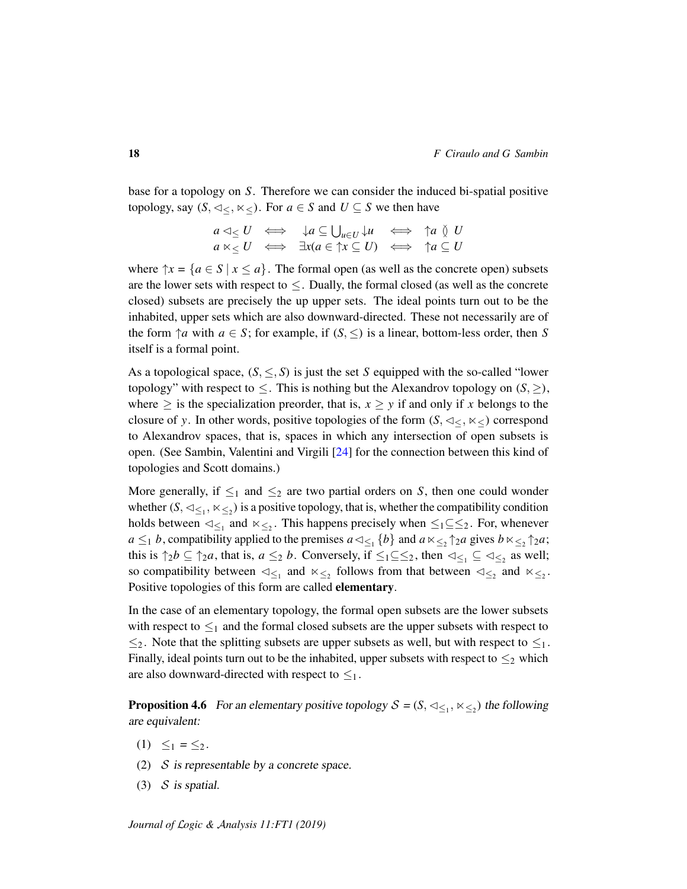base for a topology on $S$. Therefore we can consider the induced bi-spatial positive topology, say $(S, \lhd_{\leq}, \ltimes_{\leq})$. For $a \in S$ and $U \subseteq S$ we then have

$$\begin{array}{lllll} a \lhd_{\leq} U & \iff & {\downarrow} a \subseteq \bigcup_{u \in U} {\downarrow} u & \iff & {\uparrow} a \between U \\ a \ltimes_{\leq} U & \iff & \exists x (a \in {\uparrow} x \subseteq U) & \iff & {\uparrow} a \subseteq U \end{array}$$

where ${\uparrow} x = \{a \in S \mid x \leq a\}$. The formal open (as well as the concrete open) subsets are the lower sets with respect to $\leq$. Dually, the formal closed (as well as the concrete closed) subsets are precisely the up upper sets. The ideal points turn out to be the inhabited, upper sets which are also downward-directed. These not necessarily are of the form ${\uparrow} a$ with $a \in S$; for example, if $(S, \leq)$ is a linear, bottom-less order, then $S$ itself is a formal point.

As a topological space, $(S, \leq, S)$ is just the set $S$ equipped with the so-called "lower topology" with respect to $\leq$. This is nothing but the Alexandrov topology on $(S, \geq)$, where $\geq$ is the specialization preorder, that is, $x \geq y$ if and only if $x$ belongs to the closure of $y$. In other words, positive topologies of the form $(S, \lhd_{\leq}, \ltimes_{\leq})$ correspond to Alexandrov spaces, that is, spaces in which any intersection of open subsets is open. (See Sambin, Valentini and Virgili [24] for the connection between this kind of topologies and Scott domains.)

More generally, if $\leq_1$ and $\leq_2$ are two partial orders on $S$, then one could wonder whether $(S, \lhd_{\leq_1}, \ltimes_{\leq_2})$ is a positive topology, that is, whether the compatibility condition holds between $\lhd_{\leq_1}$ and $\ltimes_{\leq_2}$. This happens precisely when $\leq_1 \subseteq \leq_2$. For, whenever $a \leq_1 b$, compatibility applied to the premises $a \lhd_{\leq_1} \{b\}$ and $a \ltimes_{\leq_2} {\uparrow}_2 a$ gives $b \ltimes_{\leq_2} {\uparrow}_2 a$; this is ${\uparrow}_2 b \subseteq {\uparrow}_2 a$, that is, $a \leq_2 b$. Conversely, if $\leq_1 \subseteq \leq_2$, then $\lhd_{\leq_1} \subseteq \lhd_{\leq_2}$ as well; so compatibility between $\lhd_{\leq_1}$ and $\ltimes_{\leq_2}$ follows from that between $\lhd_{\leq_2}$ and $\ltimes_{\leq_2}$. Positive topologies of this form are called **elementary**.

In the case of an elementary topology, the formal open subsets are the lower subsets with respect to $\leq_1$ and the formal closed subsets are the upper subsets with respect to $\leq_2$. Note that the splitting subsets are upper subsets as well, but with respect to $\leq_1$. Finally, ideal points turn out to be the inhabited, upper subsets with respect to $\leq_2$ which are also downward-directed with respect to $\leq_1$.

**Proposition 4.6** *For an elementary positive topology $\mathcal{S} = (S, \lhd_{\leq_1}, \ltimes_{\leq_2})$ the following are equivalent:*

(1) $\leq_1 = \leq_2$.

(2) *$\mathcal{S}$ is representable by a concrete space.*

(3) *$\mathcal{S}$ is spatial.*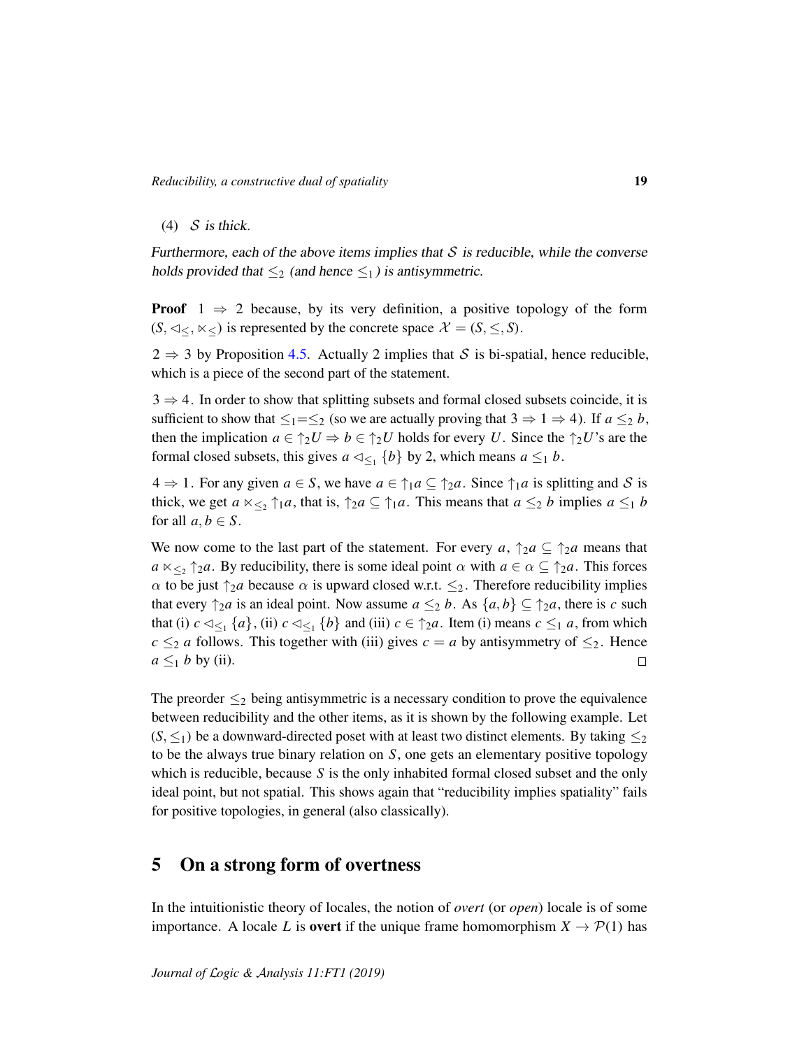(4) $\mathcal{S}$ is thick.

*Furthermore, each of the above items implies that $\mathcal{S}$ is reducible, while the converse holds provided that $\leq_2$ (and hence $\leq_1$) is antisymmetric.*

**Proof** $1 \Rightarrow 2$ because, by its very definition, a positive topology of the form $(S, \lhd_{\leq}, \ltimes_{\leq})$ is represented by the concrete space $\mathcal{X} = (S, \leq, S)$.

$2 \Rightarrow 3$ by Proposition 4.5. Actually 2 implies that $\mathcal{S}$ is bi-spatial, hence reducible, which is a piece of the second part of the statement.

$3 \Rightarrow 4$. In order to show that splitting subsets and formal closed subsets coincide, it is sufficient to show that $\leq_1 = \leq_2$ (so we are actually proving that $3 \Rightarrow 1 \Rightarrow 4$). If $a \leq_2 b$, then the implication $a \in \uparrow_2 U \Rightarrow b \in \uparrow_2 U$ holds for every $U$. Since the $\uparrow_2 U$'s are the formal closed subsets, this gives $a \lhd_{\leq_1} \{b\}$ by 2, which means $a \leq_1 b$.

$4 \Rightarrow 1$. For any given $a \in S$, we have $a \in \uparrow_1 a \subseteq \uparrow_2 a$. Since $\uparrow_1 a$ is splitting and $\mathcal{S}$ is thick, we get $a \ltimes_{\leq_2} \uparrow_1 a$, that is, $\uparrow_2 a \subseteq \uparrow_1 a$. This means that $a \leq_2 b$ implies $a \leq_1 b$ for all $a, b \in S$.

We now come to the last part of the statement. For every $a$, $\uparrow_2 a \subseteq \uparrow_2 a$ means that $a \ltimes_{\leq_2} \uparrow_2 a$. By reducibility, there is some ideal point $\alpha$ with $a \in \alpha \subseteq \uparrow_2 a$. This forces $\alpha$ to be just $\uparrow_2 a$ because $\alpha$ is upward closed w.r.t. $\leq_2$. Therefore reducibility implies that every $\uparrow_2 a$ is an ideal point. Now assume $a \leq_2 b$. As $\{a, b\} \subseteq \uparrow_2 a$, there is $c$ such that (i) $c \lhd_{\leq_1} \{a\}$, (ii) $c \lhd_{\leq_1} \{b\}$ and (iii) $c \in \uparrow_2 a$. Item (i) means $c \leq_1 a$, from which $c \leq_2 a$ follows. This together with (iii) gives $c = a$ by antisymmetry of $\leq_2$. Hence $a \leq_1 b$ by (ii). □

The preorder $\leq_2$ being antisymmetric is a necessary condition to prove the equivalence between reducibility and the other items, as it is shown by the following example. Let $(S, \leq_1)$ be a downward-directed poset with at least two distinct elements. By taking $\leq_2$ to be the always true binary relation on $S$, one gets an elementary positive topology which is reducible, because $S$ is the only inhabited formal closed subset and the only ideal point, but not spatial. This shows again that "reducibility implies spatiality" fails for positive topologies, in general (also classically).

## 5 On a strong form of overtness

In the intuitionistic theory of locales, the notion of *overt* (or *open*) locale is of some importance. A locale $L$ is **overt** if the unique frame homomorphism $X \to \mathcal{P}(1)$ has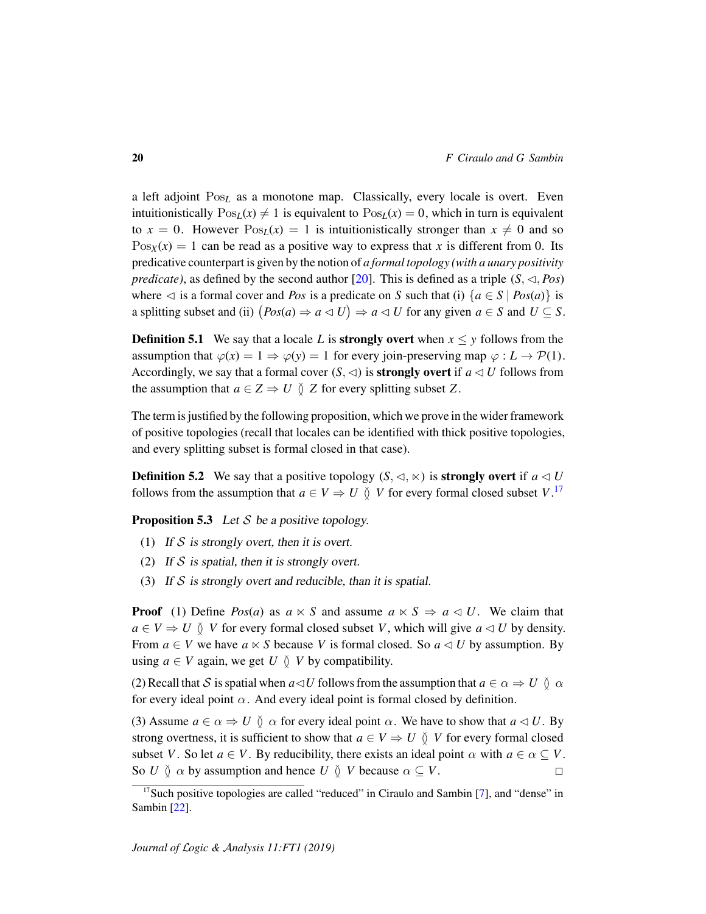a left adjoint $\mathrm{Pos}_L$ as a monotone map. Classically, every locale is overt. Even intuitionistically $\mathrm{Pos}_L(x) \neq 1$ is equivalent to $\mathrm{Pos}_L(x) = 0$, which in turn is equivalent to $x = 0$. However $\mathrm{Pos}_L(x) = 1$ is intuitionistically stronger than $x \neq 0$ and so $\mathrm{Pos}_X(x) = 1$ can be read as a positive way to express that $x$ is different from 0. Its predicative counterpart is given by the notion of *a formal topology (with a unary positivity predicate)*, as defined by the second author [20]. This is defined as a triple $(S, \lhd, Pos)$ where $\lhd$ is a formal cover and $Pos$ is a predicate on $S$ such that (i) $\{a \in S \mid Pos(a)\}$ is a splitting subset and (ii) $\big(Pos(a) \Rightarrow a \lhd U\big) \Rightarrow a \lhd U$ for any given $a \in S$ and $U \subseteq S$.

**Definition 5.1** We say that a locale $L$ is **strongly overt** when $x \leq y$ follows from the assumption that $\varphi(x) = 1 \Rightarrow \varphi(y) = 1$ for every join-preserving map $\varphi : L \to \mathcal{P}(1)$. Accordingly, we say that a formal cover $(S, \lhd)$ is **strongly overt** if $a \lhd U$ follows from the assumption that $a \in Z \Rightarrow U \between Z$ for every splitting subset $Z$.

The term is justified by the following proposition, which we prove in the wider framework of positive topologies (recall that locales can be identified with thick positive topologies, and every splitting subset is formal closed in that case).

**Definition 5.2** We say that a positive topology $(S, \lhd, \ltimes)$ is **strongly overt** if $a \lhd U$ follows from the assumption that $a \in V \Rightarrow U \between V$ for every formal closed subset $V$.[17]

**Proposition 5.3** *Let $\mathcal{S}$ be a positive topology.*

1. *If $\mathcal{S}$ is strongly overt, then it is overt.*
2. *If $\mathcal{S}$ is spatial, then it is strongly overt.*
3. *If $\mathcal{S}$ is strongly overt and reducible, than it is spatial.*

**Proof** (1) Define $Pos(a)$ as $a \ltimes S$ and assume $a \ltimes S \Rightarrow a \lhd U$. We claim that $a \in V \Rightarrow U \between V$ for every formal closed subset $V$, which will give $a \lhd U$ by density. From $a \in V$ we have $a \ltimes S$ because $V$ is formal closed. So $a \lhd U$ by assumption. By using $a \in V$ again, we get $U \between V$ by compatibility.

(2) Recall that $\mathcal{S}$ is spatial when $a \lhd U$ follows from the assumption that $a \in \alpha \Rightarrow U \between \alpha$ for every ideal point $\alpha$. And every ideal point is formal closed by definition.

(3) Assume $a \in \alpha \Rightarrow U \between \alpha$ for every ideal point $\alpha$. We have to show that $a \lhd U$. By strong overtness, it is sufficient to show that $a \in V \Rightarrow U \between V$ for every formal closed subset $V$. So let $a \in V$. By reducibility, there exists an ideal point $\alpha$ with $a \in \alpha \subseteq V$. So $U \between \alpha$ by assumption and hence $U \between V$ because $\alpha \subseteq V$. □

[17] Such positive topologies are called "reduced" in Ciraulo and Sambin [7], and "dense" in Sambin [22].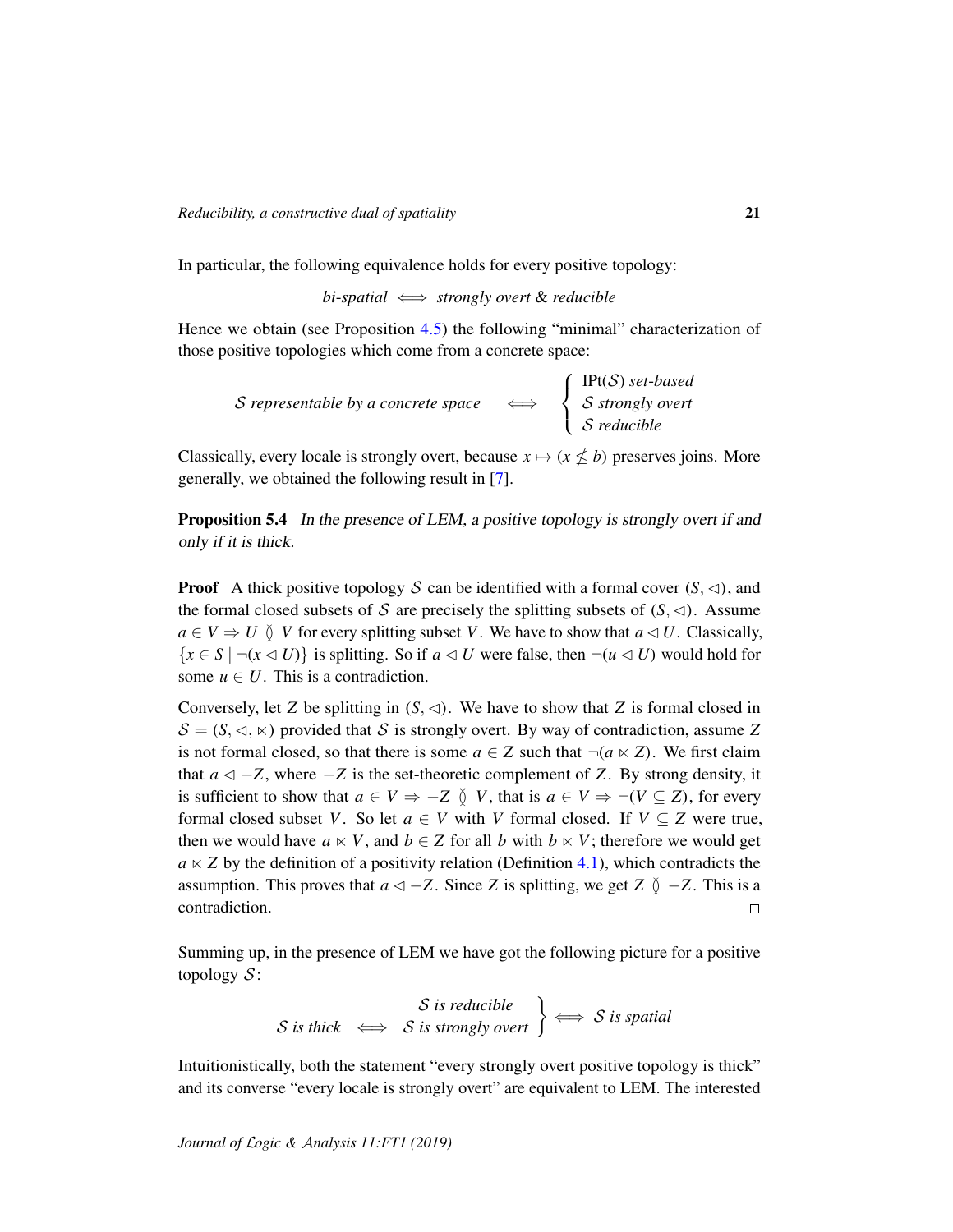In particular, the following equivalence holds for every positive topology:

$$\textit{bi-spatial} \iff \textit{strongly overt} \ \& \ \textit{reducible}$$

Hence we obtain (see Proposition 4.5) the following "minimal" characterization of those positive topologies which come from a concrete space:

$$\mathcal{S} \textit{ representable by a concrete space} \quad \iff \quad \begin{cases} \mathrm{IPt}(\mathcal{S}) \textit{ set-based} \\ \mathcal{S} \textit{ strongly overt} \\ \mathcal{S} \textit{ reducible} \end{cases}$$

Classically, every locale is strongly overt, because $x \mapsto (x \nleq b)$ preserves joins. More generally, we obtained the following result in [7].

**Proposition 5.4** *In the presence of LEM, a positive topology is strongly overt if and only if it is thick.*

**Proof** A thick positive topology $\mathcal{S}$ can be identified with a formal cover $(S, \lhd)$, and the formal closed subsets of $\mathcal{S}$ are precisely the splitting subsets of $(S, \lhd)$. Assume $a \in V \Rightarrow U \between V$ for every splitting subset $V$. We have to show that $a \lhd U$. Classically, $\{x \in S \mid \neg(x \lhd U)\}$ is splitting. So if $a \lhd U$ were false, then $\neg(u \lhd U)$ would hold for some $u \in U$. This is a contradiction.

Conversely, let $Z$ be splitting in $(S, \lhd)$. We have to show that $Z$ is formal closed in $\mathcal{S} = (S, \lhd, \ltimes)$ provided that $\mathcal{S}$ is strongly overt. By way of contradiction, assume $Z$ is not formal closed, so that there is some $a \in Z$ such that $\neg(a \ltimes Z)$. We first claim that $a \lhd -Z$, where $-Z$ is the set-theoretic complement of $Z$. By strong density, it is sufficient to show that $a \in V \Rightarrow -Z \between V$, that is $a \in V \Rightarrow \neg(V \subseteq Z)$, for every formal closed subset $V$. So let $a \in V$ with $V$ formal closed. If $V \subseteq Z$ were true, then we would have $a \ltimes V$, and $b \in Z$ for all $b$ with $b \ltimes V$; therefore we would get $a \ltimes Z$ by the definition of a positivity relation (Definition 4.1), which contradicts the assumption. This proves that $a \lhd -Z$. Since $Z$ is splitting, we get $Z \between -Z$. This is a contradiction. $\square$

Summing up, in the presence of LEM we have got the following picture for a positive topology $\mathcal{S}$:

$$\mathcal{S} \textit{ is thick} \iff \left.\begin{array}{c} \mathcal{S} \textit{ is reducible} \\ \mathcal{S} \textit{ is strongly overt} \end{array}\right\} \iff \mathcal{S} \textit{ is spatial}$$

Intuitionistically, both the statement "every strongly overt positive topology is thick" and its converse "every locale is strongly overt" are equivalent to LEM. The interested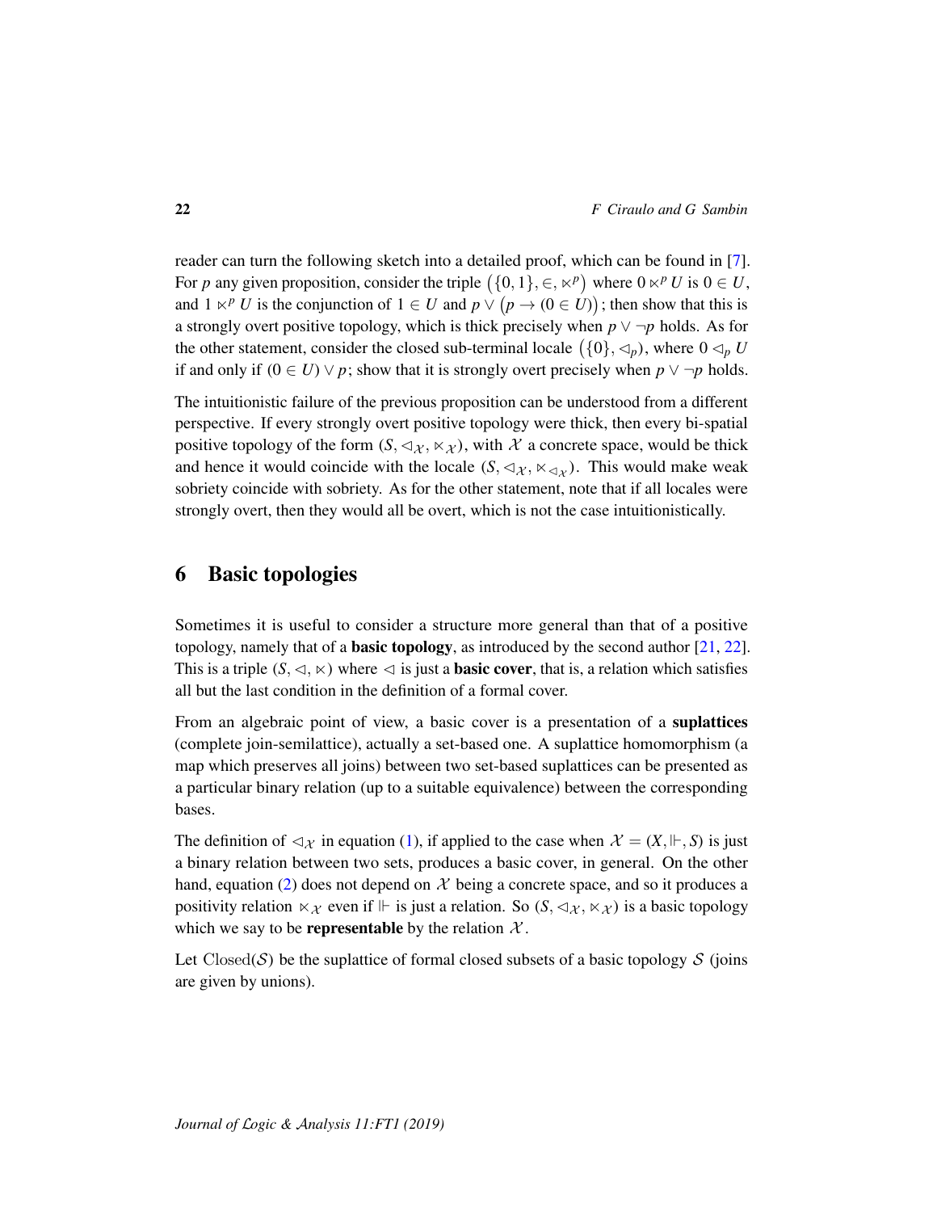reader can turn the following sketch into a detailed proof, which can be found in [7]. For $p$ any given proposition, consider the triple $\big(\{0,1\}, \in, \ltimes^p\big)$ where $0 \ltimes^p U$ is $0 \in U$, and $1 \ltimes^p U$ is the conjunction of $1 \in U$ and $p \vee \big(p \to (0 \in U)\big)$; then show that this is a strongly overt positive topology, which is thick precisely when $p \vee \neg p$ holds. As for the other statement, consider the closed sub-terminal locale $\big(\{0\}, \lhd_p\big)$, where $0 \lhd_p U$ if and only if $(0 \in U) \vee p$; show that it is strongly overt precisely when $p \vee \neg p$ holds.

The intuitionistic failure of the previous proposition can be understood from a different perspective. If every strongly overt positive topology were thick, then every bi-spatial positive topology of the form $(S, \lhd_{\mathcal{X}}, \ltimes_{\mathcal{X}})$, with $\mathcal{X}$ a concrete space, would be thick and hence it would coincide with the locale $(S, \lhd_{\mathcal{X}}, \ltimes_{\lhd_{\mathcal{X}}})$. This would make weak sobriety coincide with sobriety. As for the other statement, note that if all locales were strongly overt, then they would all be overt, which is not the case intuitionistically.

# 6 Basic topologies

Sometimes it is useful to consider a structure more general than that of a positive topology, namely that of a **basic topology**, as introduced by the second author [21, 22]. This is a triple $(S, \lhd, \ltimes)$ where $\lhd$ is just a **basic cover**, that is, a relation which satisfies all but the last condition in the definition of a formal cover.

From an algebraic point of view, a basic cover is a presentation of a **suplattices** (complete join-semilattice), actually a set-based one. A suplattice homomorphism (a map which preserves all joins) between two set-based suplattices can be presented as a particular binary relation (up to a suitable equivalence) between the corresponding bases.

The definition of $\lhd_{\mathcal{X}}$ in equation (1), if applied to the case when $\mathcal{X} = (X, \Vdash, S)$ is just a binary relation between two sets, produces a basic cover, in general. On the other hand, equation (2) does not depend on $\mathcal{X}$ being a concrete space, and so it produces a positivity relation $\ltimes_{\mathcal{X}}$ even if $\Vdash$ is just a relation. So $(S, \lhd_{\mathcal{X}}, \ltimes_{\mathcal{X}})$ is a basic topology which we say to be **representable** by the relation $\mathcal{X}$.

Let $\mathrm{Closed}(\mathcal{S})$ be the suplattice of formal closed subsets of a basic topology $\mathcal{S}$ (joins are given by unions).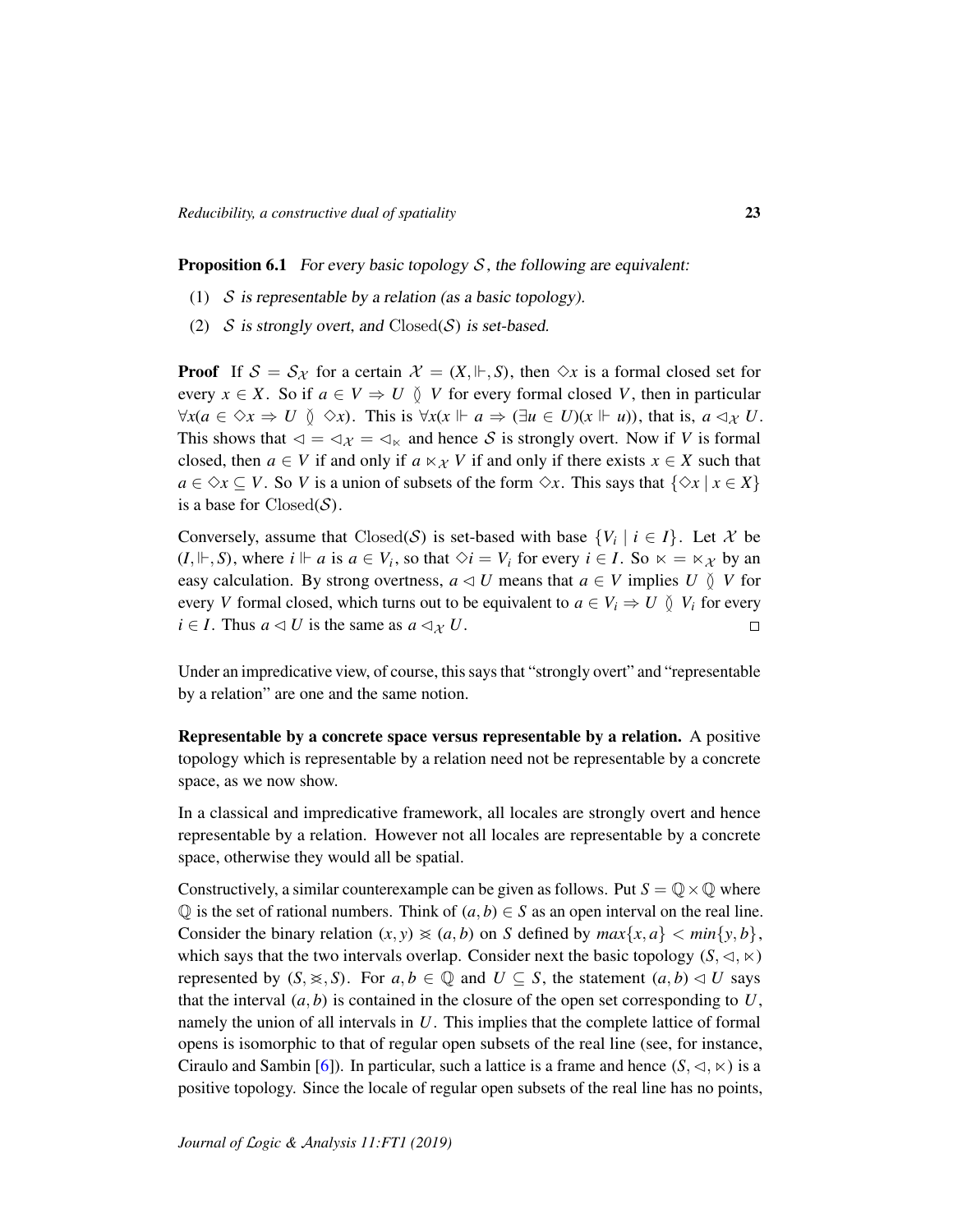**Proposition 6.1** *For every basic topology $\mathcal{S}$, the following are equivalent:*

(1) *$\mathcal{S}$ is representable by a relation (as a basic topology).*

(2) *$\mathcal{S}$ is strongly overt, and $\mathrm{Closed}(\mathcal{S})$ is set-based.*

**Proof** If $\mathcal{S} = \mathcal{S}_{\mathcal{X}}$ for a certain $\mathcal{X} = (X, \Vdash, S)$, then $\Diamond x$ is a formal closed set for every $x \in X$. So if $a \in V \Rightarrow U \between V$ for every formal closed $V$, then in particular $\forall x(a \in \Diamond x \Rightarrow U \between \Diamond x)$. This is $\forall x(x \Vdash a \Rightarrow (\exists u \in U)(x \Vdash u))$, that is, $a \lhd_{\mathcal{X}} U$. This shows that $\lhd = \lhd_{\mathcal{X}} = \lhd_{\ltimes}$ and hence $\mathcal{S}$ is strongly overt. Now if $V$ is formal closed, then $a \in V$ if and only if $a \ltimes_{\mathcal{X}} V$ if and only if there exists $x \in X$ such that $a \in \Diamond x \subseteq V$. So $V$ is a union of subsets of the form $\Diamond x$. This says that $\{\Diamond x \mid x \in X\}$ is a base for $\mathrm{Closed}(\mathcal{S})$.

Conversely, assume that $\mathrm{Closed}(\mathcal{S})$ is set-based with base $\{V_i \mid i \in I\}$. Let $\mathcal{X}$ be $(I, \Vdash, S)$, where $i \Vdash a$ is $a \in V_i$, so that $\Diamond i = V_i$ for every $i \in I$. So $\ltimes = \ltimes_{\mathcal{X}}$ by an easy calculation. By strong overtness, $a \lhd U$ means that $a \in V$ implies $U \between V$ for every $V$ formal closed, which turns out to be equivalent to $a \in V_i \Rightarrow U \between V_i$ for every $i \in I$. Thus $a \lhd U$ is the same as $a \lhd_{\mathcal{X}} U$. $\square$

Under an impredicative view, of course, this says that "strongly overt" and "representable by a relation" are one and the same notion.

**Representable by a concrete space versus representable by a relation.** A positive topology which is representable by a relation need not be representable by a concrete space, as we now show.

In a classical and impredicative framework, all locales are strongly overt and hence representable by a relation. However not all locales are representable by a concrete space, otherwise they would all be spatial.

Constructively, a similar counterexample can be given as follows. Put $S = \mathbb{Q} \times \mathbb{Q}$ where $\mathbb{Q}$ is the set of rational numbers. Think of $(a, b) \in S$ as an open interval on the real line. Consider the binary relation $(x, y) \approx (a, b)$ on $S$ defined by $max\{x, a\} < min\{y, b\}$, which says that the two intervals overlap. Consider next the basic topology $(S, \lhd, \ltimes)$ represented by $(S, \approx, S)$. For $a, b \in \mathbb{Q}$ and $U \subseteq S$, the statement $(a, b) \lhd U$ says that the interval $(a, b)$ is contained in the closure of the open set corresponding to $U$, namely the union of all intervals in $U$. This implies that the complete lattice of formal opens is isomorphic to that of regular open subsets of the real line (see, for instance, Ciraulo and Sambin [6]). In particular, such a lattice is a frame and hence $(S, \lhd, \ltimes)$ is a positive topology. Since the locale of regular open subsets of the real line has no points,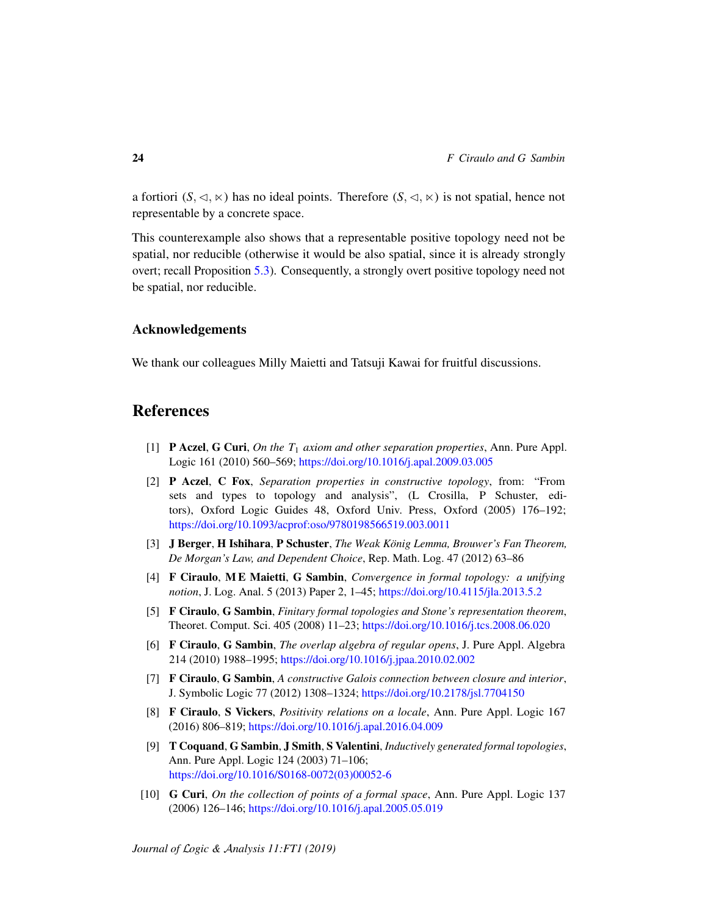a fortiori $(S, \lhd, \ltimes)$ has no ideal points. Therefore $(S, \lhd, \ltimes)$ is not spatial, hence not representable by a concrete space.

This counterexample also shows that a representable positive topology need not be spatial, nor reducible (otherwise it would be also spatial, since it is already strongly overt; recall Proposition 5.3). Consequently, a strongly overt positive topology need not be spatial, nor reducible.

### Acknowledgements

We thank our colleagues Milly Maietti and Tatsuji Kawai for fruitful discussions.

## References

[1] **P Aczel**, **G Curi**, *On the $T_1$ axiom and other separation properties*, Ann. Pure Appl. Logic 161 (2010) 560–569; https://doi.org/10.1016/j.apal.2009.03.005

[2] **P Aczel**, **C Fox**, *Separation properties in constructive topology*, from: "From sets and types to topology and analysis", (L Crosilla, P Schuster, editors), Oxford Logic Guides 48, Oxford Univ. Press, Oxford (2005) 176–192; https://doi.org/10.1093/acprof:oso/9780198566519.003.0011

[3] **J Berger**, **H Ishihara**, **P Schuster**, *The Weak König Lemma, Brouwer's Fan Theorem, De Morgan's Law, and Dependent Choice*, Rep. Math. Log. 47 (2012) 63–86

[4] **F Ciraulo**, **M E Maietti**, **G Sambin**, *Convergence in formal topology: a unifying notion*, J. Log. Anal. 5 (2013) Paper 2, 1–45; https://doi.org/10.4115/jla.2013.5.2

[5] **F Ciraulo**, **G Sambin**, *Finitary formal topologies and Stone's representation theorem*, Theoret. Comput. Sci. 405 (2008) 11–23; https://doi.org/10.1016/j.tcs.2008.06.020

[6] **F Ciraulo**, **G Sambin**, *The overlap algebra of regular opens*, J. Pure Appl. Algebra 214 (2010) 1988–1995; https://doi.org/10.1016/j.jpaa.2010.02.002

[7] **F Ciraulo**, **G Sambin**, *A constructive Galois connection between closure and interior*, J. Symbolic Logic 77 (2012) 1308–1324; https://doi.org/10.2178/jsl.7704150

[8] **F Ciraulo**, **S Vickers**, *Positivity relations on a locale*, Ann. Pure Appl. Logic 167 (2016) 806–819; https://doi.org/10.1016/j.apal.2016.04.009

[9] **T Coquand**, **G Sambin**, **J Smith**, **S Valentini**, *Inductively generated formal topologies*, Ann. Pure Appl. Logic 124 (2003) 71–106; https://doi.org/10.1016/S0168-0072(03)00052-6

[10] **G Curi**, *On the collection of points of a formal space*, Ann. Pure Appl. Logic 137 (2006) 126–146; https://doi.org/10.1016/j.apal.2005.05.019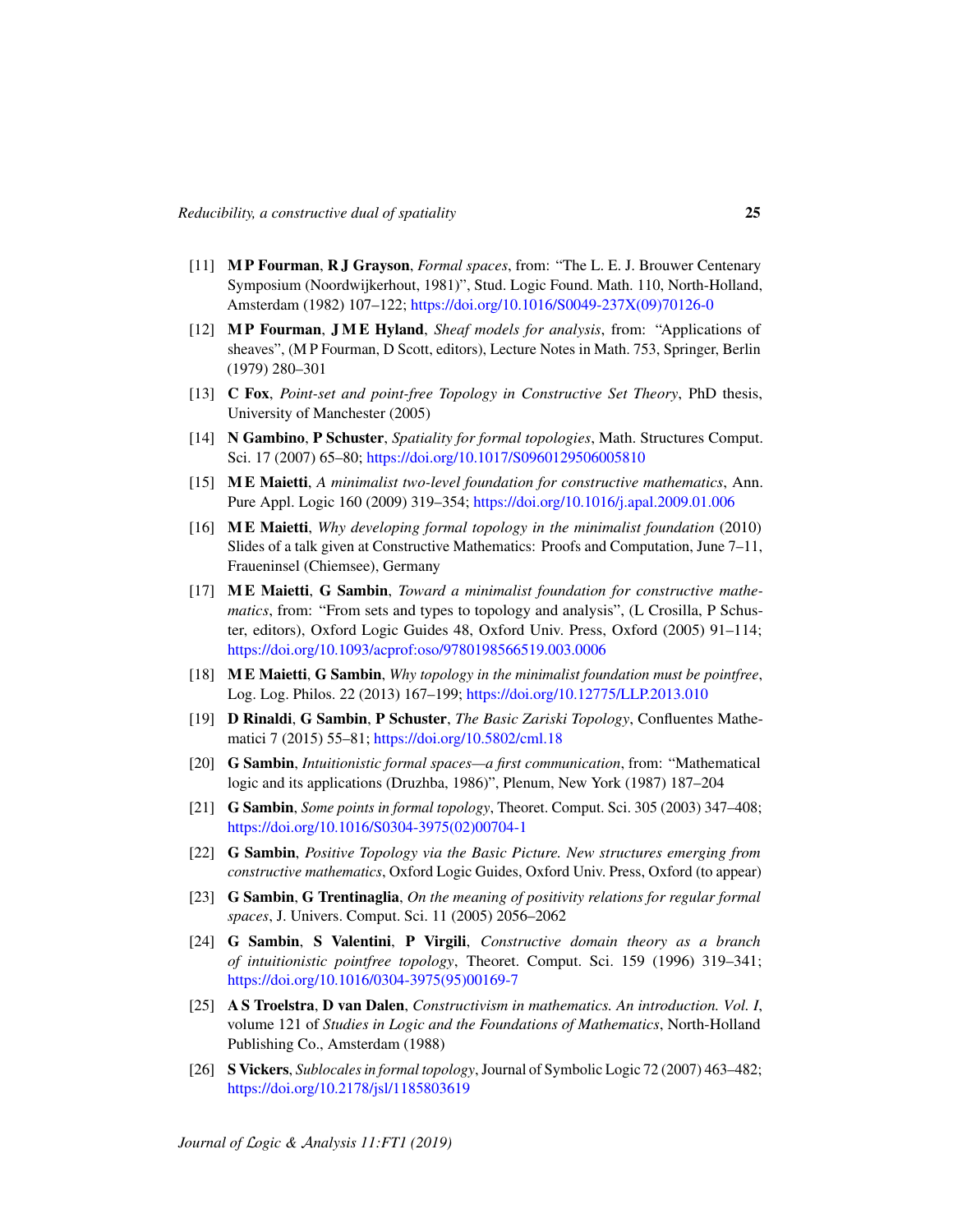[11] **M P Fourman**, **R J Grayson**, *Formal spaces*, from: "The L. E. J. Brouwer Centenary Symposium (Noordwijkerhout, 1981)", Stud. Logic Found. Math. 110, North-Holland, Amsterdam (1982) 107–122; https://doi.org/10.1016/S0049-237X(09)70126-0

[12] **M P Fourman**, **J M E Hyland**, *Sheaf models for analysis*, from: "Applications of sheaves", (M P Fourman, D Scott, editors), Lecture Notes in Math. 753, Springer, Berlin (1979) 280–301

[13] **C Fox**, *Point-set and point-free Topology in Constructive Set Theory*, PhD thesis, University of Manchester (2005)

[14] **N Gambino**, **P Schuster**, *Spatiality for formal topologies*, Math. Structures Comput. Sci. 17 (2007) 65–80; https://doi.org/10.1017/S0960129506005810

[15] **M E Maietti**, *A minimalist two-level foundation for constructive mathematics*, Ann. Pure Appl. Logic 160 (2009) 319–354; https://doi.org/10.1016/j.apal.2009.01.006

[16] **M E Maietti**, *Why developing formal topology in the minimalist foundation* (2010) Slides of a talk given at Constructive Mathematics: Proofs and Computation, June 7–11, Fraueninsel (Chiemsee), Germany

[17] **M E Maietti**, **G Sambin**, *Toward a minimalist foundation for constructive mathematics*, from: "From sets and types to topology and analysis", (L Crosilla, P Schuster, editors), Oxford Logic Guides 48, Oxford Univ. Press, Oxford (2005) 91–114; https://doi.org/10.1093/acprof:oso/9780198566519.003.0006

[18] **M E Maietti**, **G Sambin**, *Why topology in the minimalist foundation must be pointfree*, Log. Log. Philos. 22 (2013) 167–199; https://doi.org/10.12775/LLP.2013.010

[19] **D Rinaldi**, **G Sambin**, **P Schuster**, *The Basic Zariski Topology*, Confluentes Mathematici 7 (2015) 55–81; https://doi.org/10.5802/cml.18

[20] **G Sambin**, *Intuitionistic formal spaces—a first communication*, from: "Mathematical logic and its applications (Druzhba, 1986)", Plenum, New York (1987) 187–204

[21] **G Sambin**, *Some points in formal topology*, Theoret. Comput. Sci. 305 (2003) 347–408; https://doi.org/10.1016/S0304-3975(02)00704-1

[22] **G Sambin**, *Positive Topology via the Basic Picture. New structures emerging from constructive mathematics*, Oxford Logic Guides, Oxford Univ. Press, Oxford (to appear)

[23] **G Sambin**, **G Trentinaglia**, *On the meaning of positivity relations for regular formal spaces*, J. Univers. Comput. Sci. 11 (2005) 2056–2062

[24] **G Sambin**, **S Valentini**, **P Virgili**, *Constructive domain theory as a branch of intuitionistic pointfree topology*, Theoret. Comput. Sci. 159 (1996) 319–341; https://doi.org/10.1016/0304-3975(95)00169-7

[25] **A S Troelstra**, **D van Dalen**, *Constructivism in mathematics. An introduction. Vol. I*, volume 121 of *Studies in Logic and the Foundations of Mathematics*, North-Holland Publishing Co., Amsterdam (1988)

[26] **S Vickers**, *Sublocales in formal topology*, Journal of Symbolic Logic 72 (2007) 463–482; https://doi.org/10.2178/jsl/1185803619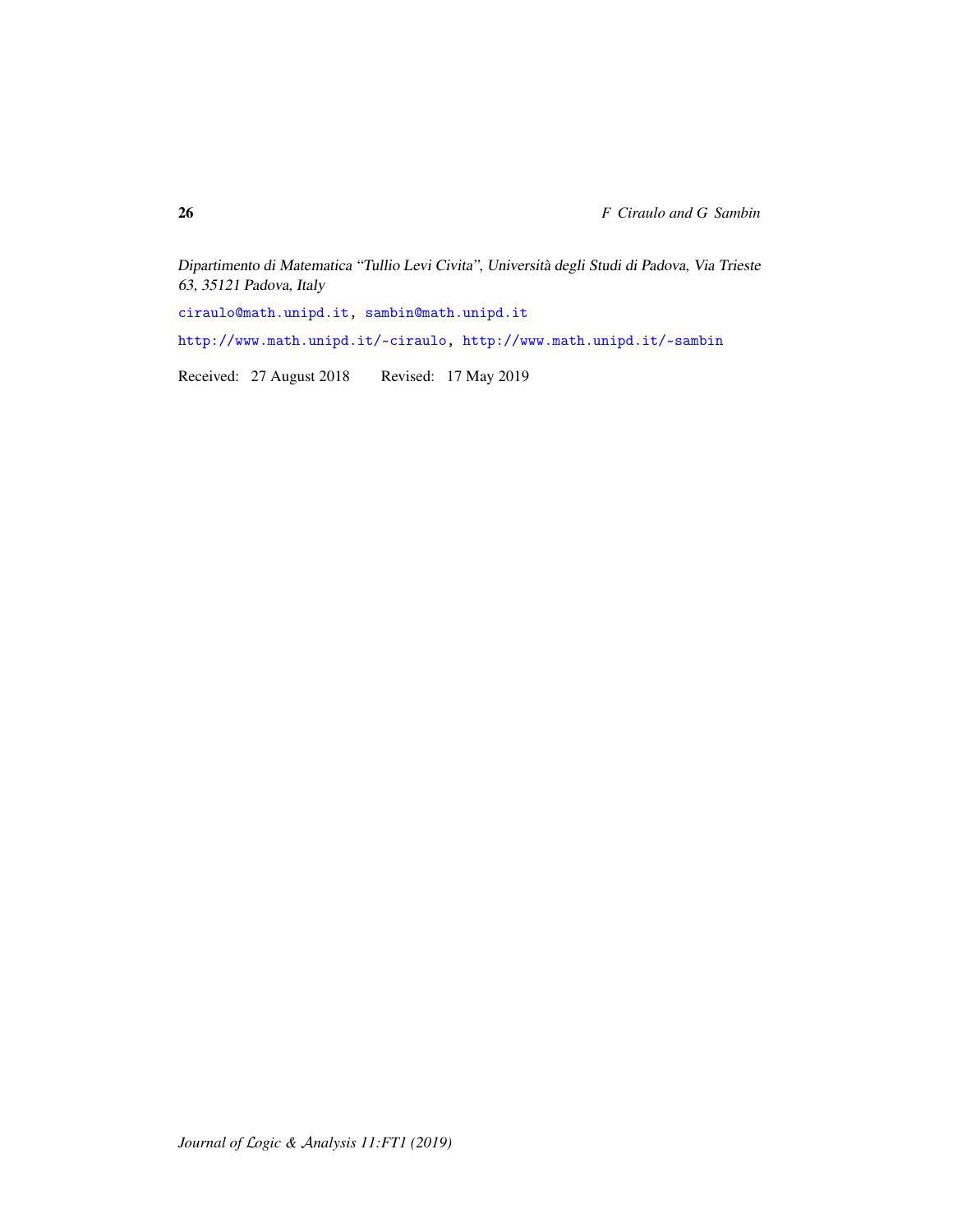*Dipartimento di Matematica "Tullio Levi Civita", Università degli Studi di Padova, Via Trieste 63, 35121 Padova, Italy*

ciraulo@math.unipd.it, sambin@math.unipd.it

http://www.math.unipd.it/~ciraulo, http://www.math.unipd.it/~sambin

Received: 27 August 2018 Revised: 17 May 2019